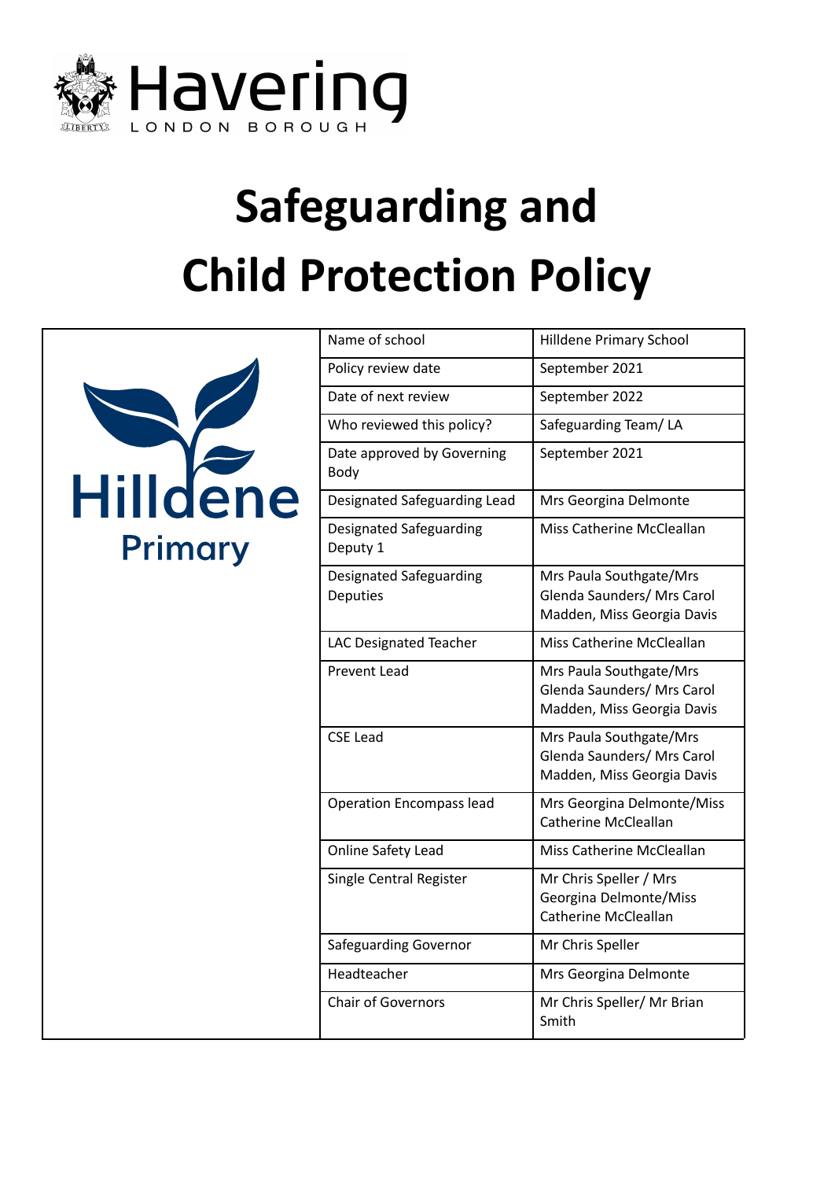Havering LONDON BOROUGH

# Safeguarding and Child Protection Policy

Hilldene Primary

| | |
|---|---|
| Name of school | Hilldene Primary School |
| Policy review date | September 2021 |
| Date of next review | September 2022 |
| Who reviewed this policy? | Safeguarding Team/ LA |
| Date approved by Governing Body | September 2021 |
| Designated Safeguarding Lead | Mrs Georgina Delmonte |
| Designated Safeguarding Deputy 1 | Miss Catherine McCleallan |
| Designated Safeguarding Deputies | Mrs Paula Southgate/Mrs Glenda Saunders/ Mrs Carol Madden, Miss Georgia Davis |
| LAC Designated Teacher | Miss Catherine McCleallan |
| Prevent Lead | Mrs Paula Southgate/Mrs Glenda Saunders/ Mrs Carol Madden, Miss Georgia Davis |
| CSE Lead | Mrs Paula Southgate/Mrs Glenda Saunders/ Mrs Carol Madden, Miss Georgia Davis |
| Operation Encompass lead | Mrs Georgina Delmonte/Miss Catherine McCleallan |
| Online Safety Lead | Miss Catherine McCleallan |
| Single Central Register | Mr Chris Speller / Mrs Georgina Delmonte/Miss Catherine McCleallan |
| Safeguarding Governor | Mr Chris Speller |
| Headteacher | Mrs Georgina Delmonte |
| Chair of Governors | Mr Chris Speller/ Mr Brian Smith |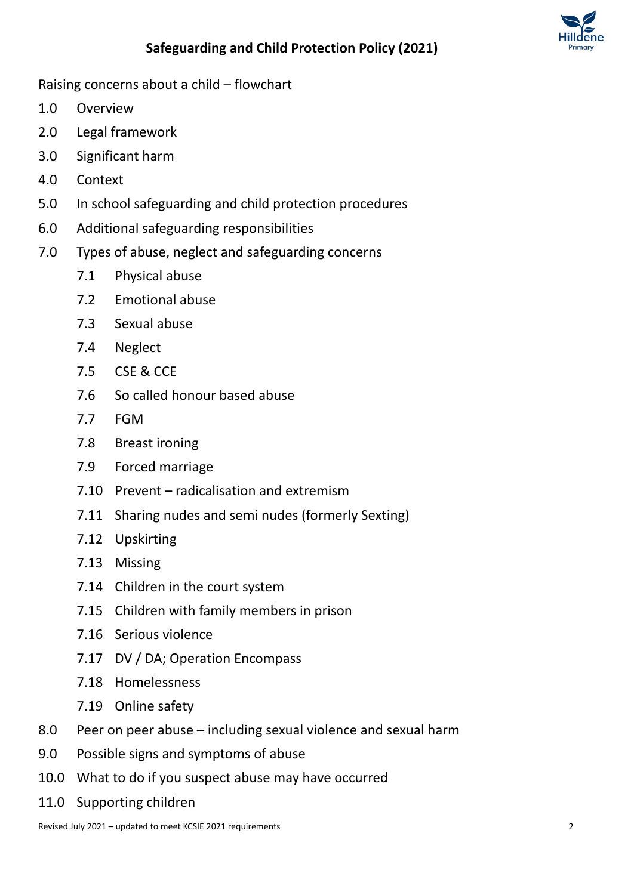## Safeguarding and Child Protection Policy (2021)

Raising concerns about a child – flowchart

1.0 Overview

2.0 Legal framework

3.0 Significant harm

4.0 Context

5.0 In school safeguarding and child protection procedures

6.0 Additional safeguarding responsibilities

7.0 Types of abuse, neglect and safeguarding concerns

- 7.1 Physical abuse
- 7.2 Emotional abuse
- 7.3 Sexual abuse
- 7.4 Neglect
- 7.5 CSE & CCE
- 7.6 So called honour based abuse
- 7.7 FGM
- 7.8 Breast ironing
- 7.9 Forced marriage
- 7.10 Prevent – radicalisation and extremism
- 7.11 Sharing nudes and semi nudes (formerly Sexting)
- 7.12 Upskirting
- 7.13 Missing
- 7.14 Children in the court system
- 7.15 Children with family members in prison
- 7.16 Serious violence
- 7.17 DV / DA; Operation Encompass
- 7.18 Homelessness
- 7.19 Online safety

8.0 Peer on peer abuse – including sexual violence and sexual harm

9.0 Possible signs and symptoms of abuse

10.0 What to do if you suspect abuse may have occurred

11.0 Supporting children

Revised July 2021 – updated to meet KCSIE 2021 requirements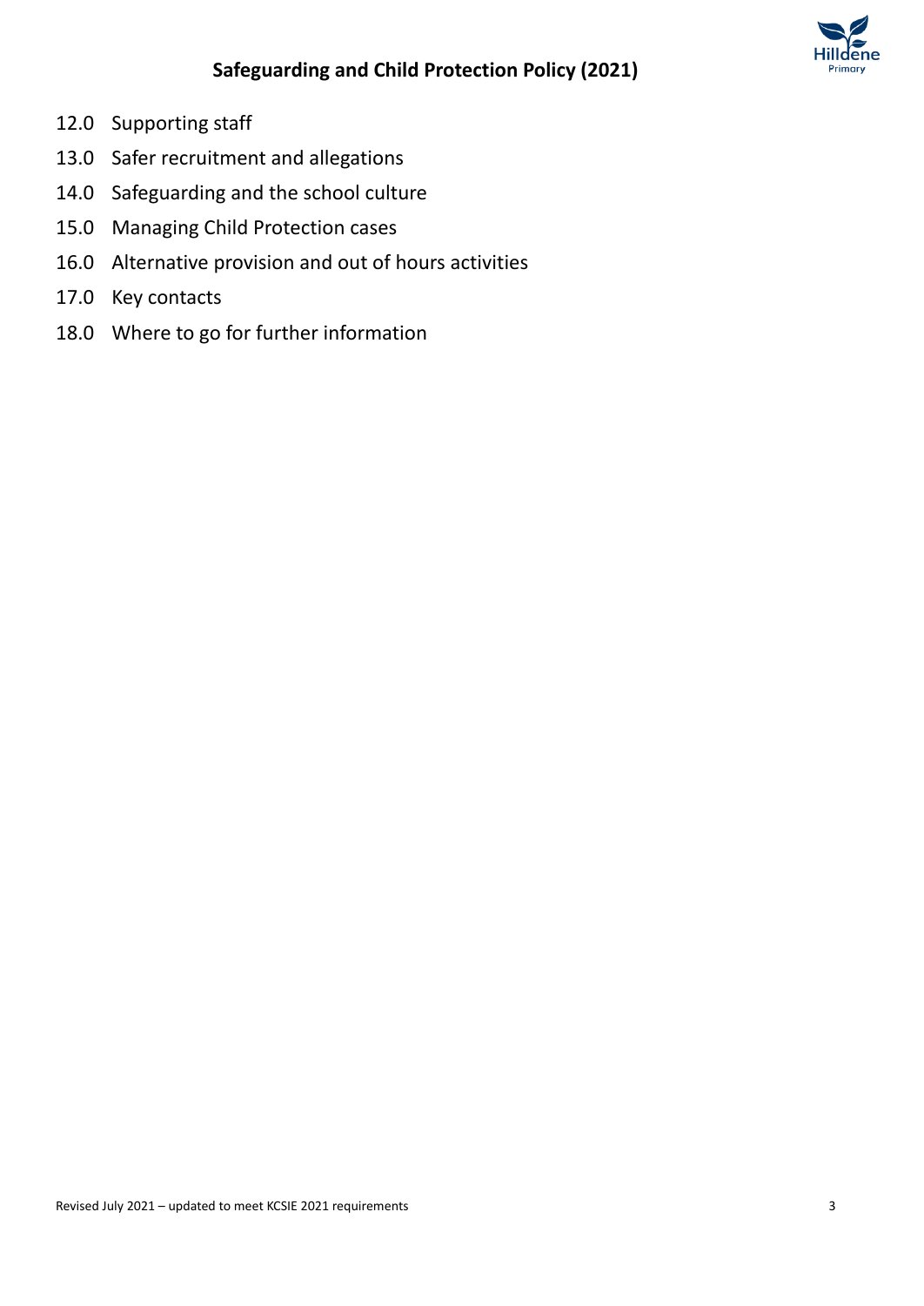12.0 Supporting staff

13.0 Safer recruitment and allegations

14.0 Safeguarding and the school culture

15.0 Managing Child Protection cases

16.0 Alternative provision and out of hours activities

17.0 Key contacts

18.0 Where to go for further information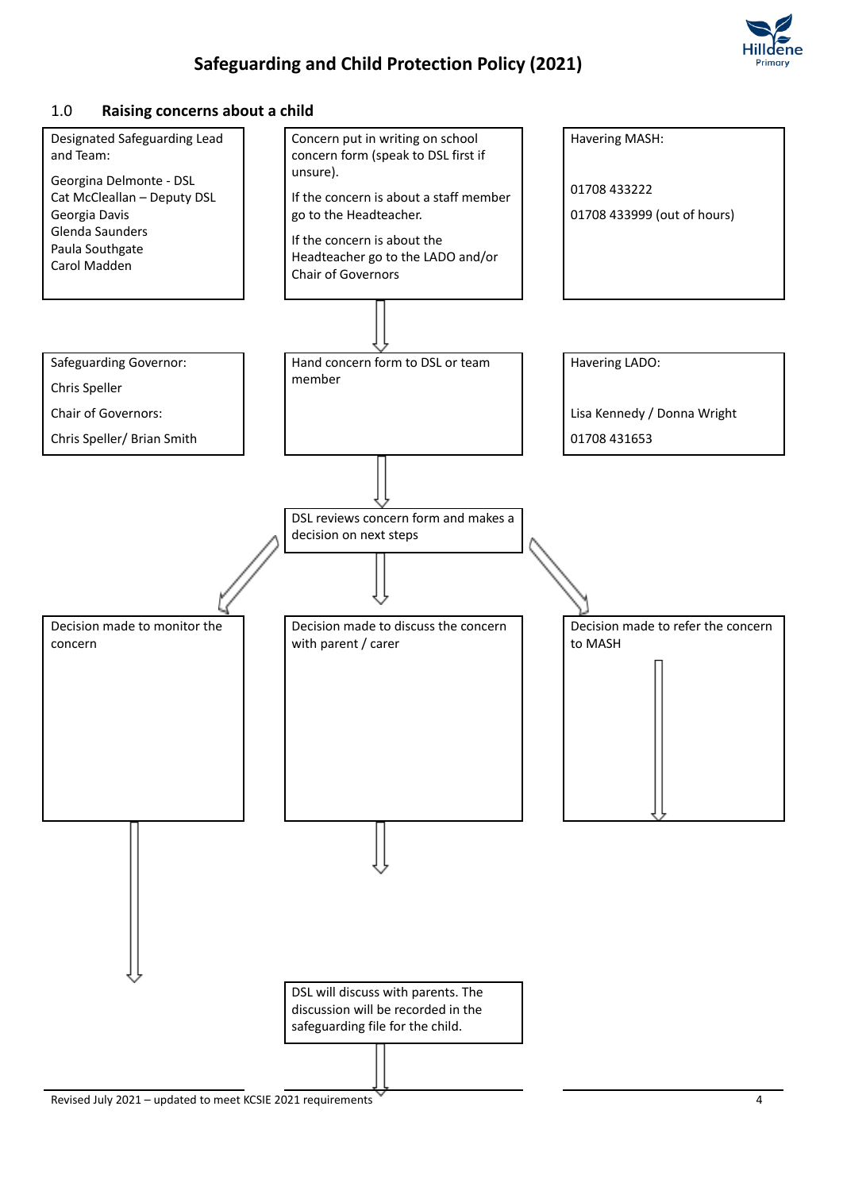## 1.0 Raising concerns about a child

Designated Safeguarding Lead and Team:

Georgina Delmonte - DSL
Cat McCleallan – Deputy DSL
Georgia Davis
Glenda Saunders
Paula Southgate
Carol Madden

Concern put in writing on school concern form (speak to DSL first if unsure).

If the concern is about a staff member go to the Headteacher.

If the concern is about the Headteacher go to the LADO and/or Chair of Governors

Havering MASH:

01708 433222

01708 433999 (out of hours)

Safeguarding Governor:

Chris Speller

Chair of Governors:

Chris Speller/ Brian Smith

Hand concern form to DSL or team member

Havering LADO:

Lisa Kennedy / Donna Wright

01708 431653

DSL reviews concern form and makes a decision on next steps

Decision made to monitor the concern

Decision made to discuss the concern with parent / carer

Decision made to refer the concern to MASH

DSL will discuss with parents. The discussion will be recorded in the safeguarding file for the child.

Revised July 2021 – updated to meet KCSIE 2021 requirements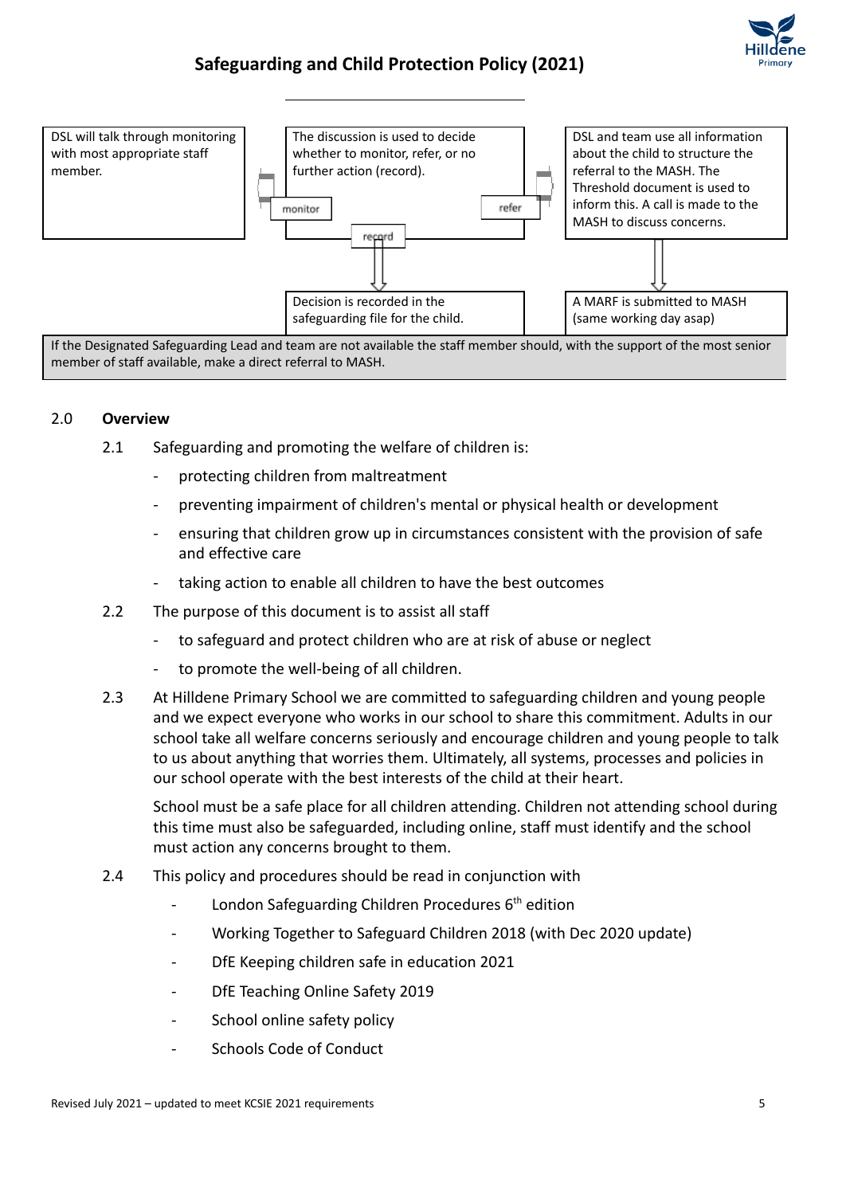| DSL will talk through monitoring with most appropriate staff member. | The discussion is used to decide whether to monitor, refer, or no further action (record). | DSL and team use all information about the child to structure the referral to the MASH. The Threshold document is used to inform this. A call is made to the MASH to discuss concerns. |
|---|---|---|
| | Decision is recorded in the safeguarding file for the child. | A MARF is submitted to MASH (same working day asap) |

monitor · refer · record

If the Designated Safeguarding Lead and team are not available the staff member should, with the support of the most senior member of staff available, make a direct referral to MASH.

## 2.0 Overview

2.1 Safeguarding and promoting the welfare of children is:

- protecting children from maltreatment
- preventing impairment of children's mental or physical health or development
- ensuring that children grow up in circumstances consistent with the provision of safe and effective care
- taking action to enable all children to have the best outcomes

2.2 The purpose of this document is to assist all staff

- to safeguard and protect children who are at risk of abuse or neglect
- to promote the well-being of all children.

2.3 At Hilldene Primary School we are committed to safeguarding children and young people and we expect everyone who works in our school to share this commitment. Adults in our school take all welfare concerns seriously and encourage children and young people to talk to us about anything that worries them. Ultimately, all systems, processes and policies in our school operate with the best interests of the child at their heart.

School must be a safe place for all children attending. Children not attending school during this time must also be safeguarded, including online, staff must identify and the school must action any concerns brought to them.

2.4 This policy and procedures should be read in conjunction with

- London Safeguarding Children Procedures 6th edition
- Working Together to Safeguard Children 2018 (with Dec 2020 update)
- DfE Keeping children safe in education 2021
- DfE Teaching Online Safety 2019
- School online safety policy
- Schools Code of Conduct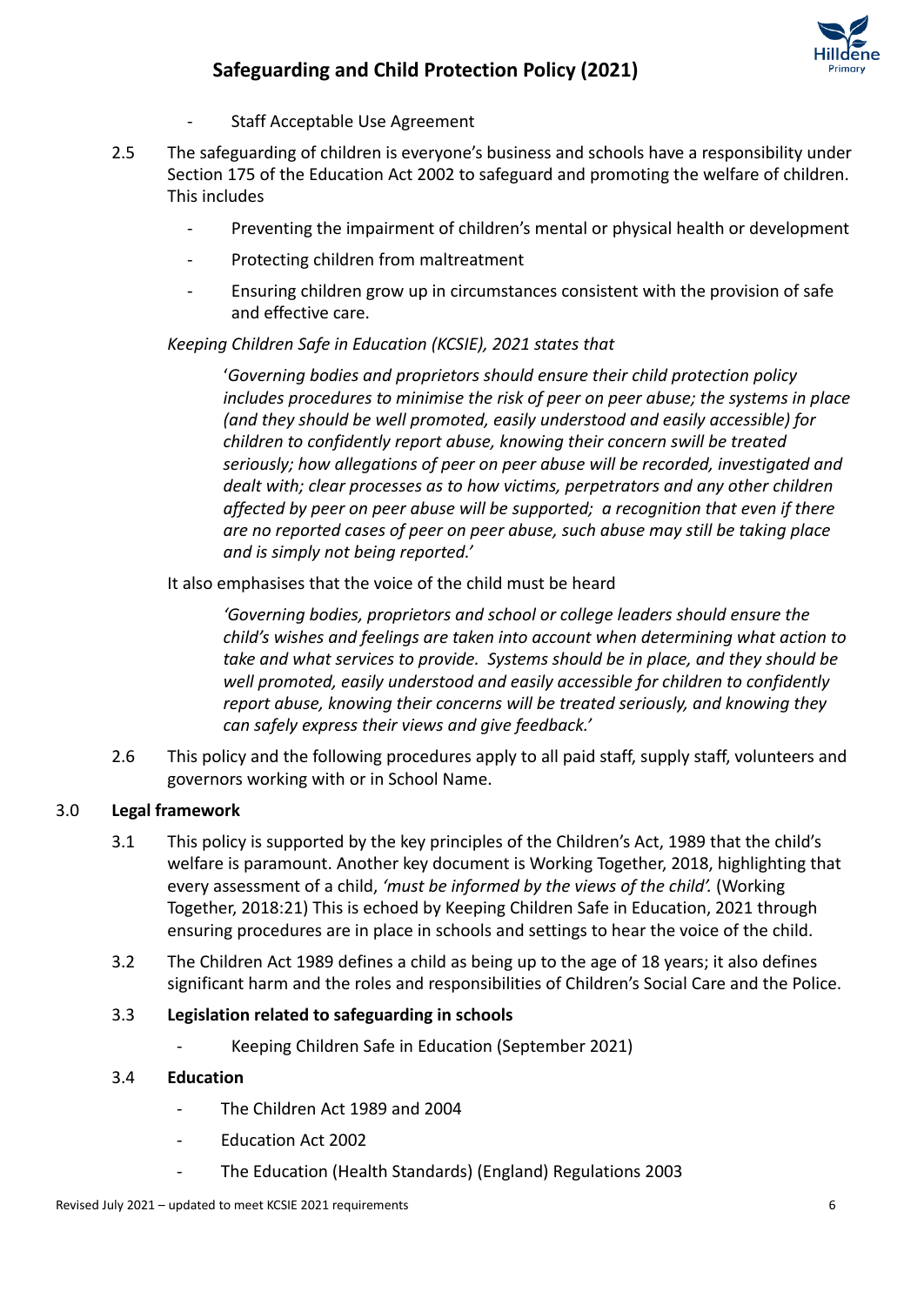- Staff Acceptable Use Agreement

2.5 The safeguarding of children is everyone's business and schools have a responsibility under Section 175 of the Education Act 2002 to safeguard and promoting the welfare of children. This includes

- Preventing the impairment of children's mental or physical health or development
- Protecting children from maltreatment
- Ensuring children grow up in circumstances consistent with the provision of safe and effective care.

*Keeping Children Safe in Education (KCSIE), 2021 states that*

> '*Governing bodies and proprietors should ensure their child protection policy includes procedures to minimise the risk of peer on peer abuse; the systems in place (and they should be well promoted, easily understood and easily accessible) for children to confidently report abuse, knowing their concern swill be treated seriously; how allegations of peer on peer abuse will be recorded, investigated and dealt with; clear processes as to how victims, perpetrators and any other children affected by peer on peer abuse will be supported; a recognition that even if there are no reported cases of peer on peer abuse, such abuse may still be taking place and is simply not being reported.'*

It also emphasises that the voice of the child must be heard

> *'Governing bodies, proprietors and school or college leaders should ensure the child's wishes and feelings are taken into account when determining what action to take and what services to provide. Systems should be in place, and they should be well promoted, easily understood and easily accessible for children to confidently report abuse, knowing their concerns will be treated seriously, and knowing they can safely express their views and give feedback.'*

2.6 This policy and the following procedures apply to all paid staff, supply staff, volunteers and governors working with or in School Name.

## 3.0 Legal framework

3.1 This policy is supported by the key principles of the Children's Act, 1989 that the child's welfare is paramount. Another key document is Working Together, 2018, highlighting that every assessment of a child, *'must be informed by the views of the child'.* (Working Together, 2018:21) This is echoed by Keeping Children Safe in Education, 2021 through ensuring procedures are in place in schools and settings to hear the voice of the child.

3.2 The Children Act 1989 defines a child as being up to the age of 18 years; it also defines significant harm and the roles and responsibilities of Children's Social Care and the Police.

### 3.3 Legislation related to safeguarding in schools

- Keeping Children Safe in Education (September 2021)

### 3.4 Education

- The Children Act 1989 and 2004
- Education Act 2002
- The Education (Health Standards) (England) Regulations 2003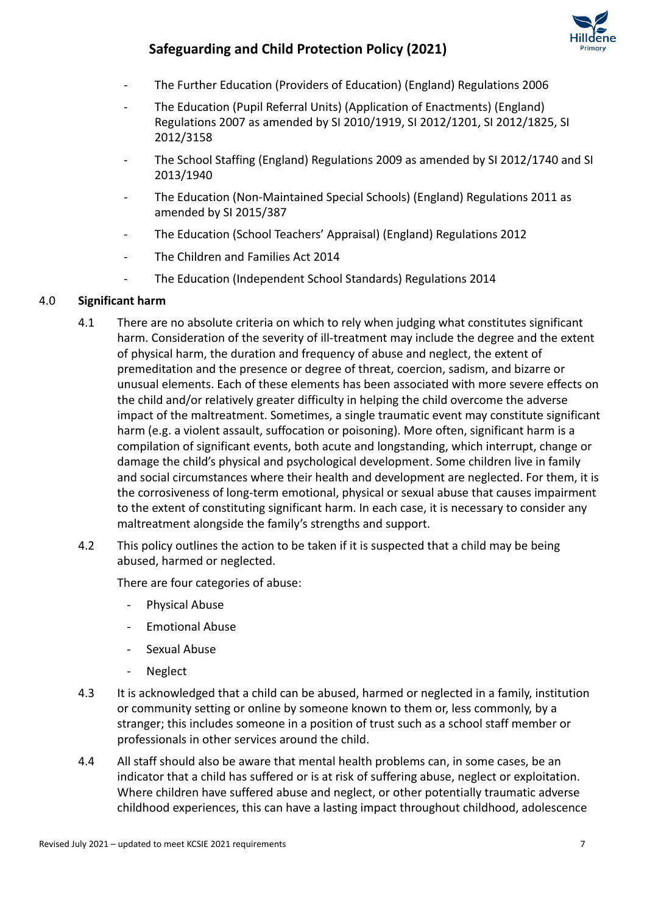- The Further Education (Providers of Education) (England) Regulations 2006
- The Education (Pupil Referral Units) (Application of Enactments) (England) Regulations 2007 as amended by SI 2010/1919, SI 2012/1201, SI 2012/1825, SI 2012/3158
- The School Staffing (England) Regulations 2009 as amended by SI 2012/1740 and SI 2013/1940
- The Education (Non-Maintained Special Schools) (England) Regulations 2011 as amended by SI 2015/387
- The Education (School Teachers' Appraisal) (England) Regulations 2012
- The Children and Families Act 2014
- The Education (Independent School Standards) Regulations 2014

## 4.0 Significant harm

4.1 There are no absolute criteria on which to rely when judging what constitutes significant harm. Consideration of the severity of ill-treatment may include the degree and the extent of physical harm, the duration and frequency of abuse and neglect, the extent of premeditation and the presence or degree of threat, coercion, sadism, and bizarre or unusual elements. Each of these elements has been associated with more severe effects on the child and/or relatively greater difficulty in helping the child overcome the adverse impact of the maltreatment. Sometimes, a single traumatic event may constitute significant harm (e.g. a violent assault, suffocation or poisoning). More often, significant harm is a compilation of significant events, both acute and longstanding, which interrupt, change or damage the child's physical and psychological development. Some children live in family and social circumstances where their health and development are neglected. For them, it is the corrosiveness of long-term emotional, physical or sexual abuse that causes impairment to the extent of constituting significant harm. In each case, it is necessary to consider any maltreatment alongside the family's strengths and support.

4.2 This policy outlines the action to be taken if it is suspected that a child may be being abused, harmed or neglected.

There are four categories of abuse:

- Physical Abuse
- Emotional Abuse
- Sexual Abuse
- Neglect

4.3 It is acknowledged that a child can be abused, harmed or neglected in a family, institution or community setting or online by someone known to them or, less commonly, by a stranger; this includes someone in a position of trust such as a school staff member or professionals in other services around the child.

4.4 All staff should also be aware that mental health problems can, in some cases, be an indicator that a child has suffered or is at risk of suffering abuse, neglect or exploitation. Where children have suffered abuse and neglect, or other potentially traumatic adverse childhood experiences, this can have a lasting impact throughout childhood, adolescence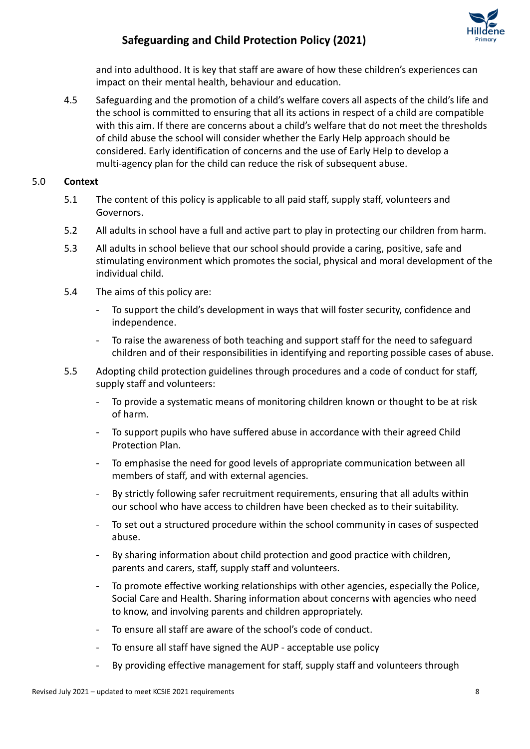and into adulthood. It is key that staff are aware of how these children's experiences can impact on their mental health, behaviour and education.

4.5 Safeguarding and the promotion of a child's welfare covers all aspects of the child's life and the school is committed to ensuring that all its actions in respect of a child are compatible with this aim. If there are concerns about a child's welfare that do not meet the thresholds of child abuse the school will consider whether the Early Help approach should be considered. Early identification of concerns and the use of Early Help to develop a multi-agency plan for the child can reduce the risk of subsequent abuse.

5.0 **Context**

5.1 The content of this policy is applicable to all paid staff, supply staff, volunteers and Governors.

5.2 All adults in school have a full and active part to play in protecting our children from harm.

5.3 All adults in school believe that our school should provide a caring, positive, safe and stimulating environment which promotes the social, physical and moral development of the individual child.

5.4 The aims of this policy are:

- To support the child's development in ways that will foster security, confidence and independence.
- To raise the awareness of both teaching and support staff for the need to safeguard children and of their responsibilities in identifying and reporting possible cases of abuse.

5.5 Adopting child protection guidelines through procedures and a code of conduct for staff, supply staff and volunteers:

- To provide a systematic means of monitoring children known or thought to be at risk of harm.
- To support pupils who have suffered abuse in accordance with their agreed Child Protection Plan.
- To emphasise the need for good levels of appropriate communication between all members of staff, and with external agencies.
- By strictly following safer recruitment requirements, ensuring that all adults within our school who have access to children have been checked as to their suitability.
- To set out a structured procedure within the school community in cases of suspected abuse.
- By sharing information about child protection and good practice with children, parents and carers, staff, supply staff and volunteers.
- To promote effective working relationships with other agencies, especially the Police, Social Care and Health. Sharing information about concerns with agencies who need to know, and involving parents and children appropriately.
- To ensure all staff are aware of the school's code of conduct.
- To ensure all staff have signed the AUP - acceptable use policy
- By providing effective management for staff, supply staff and volunteers through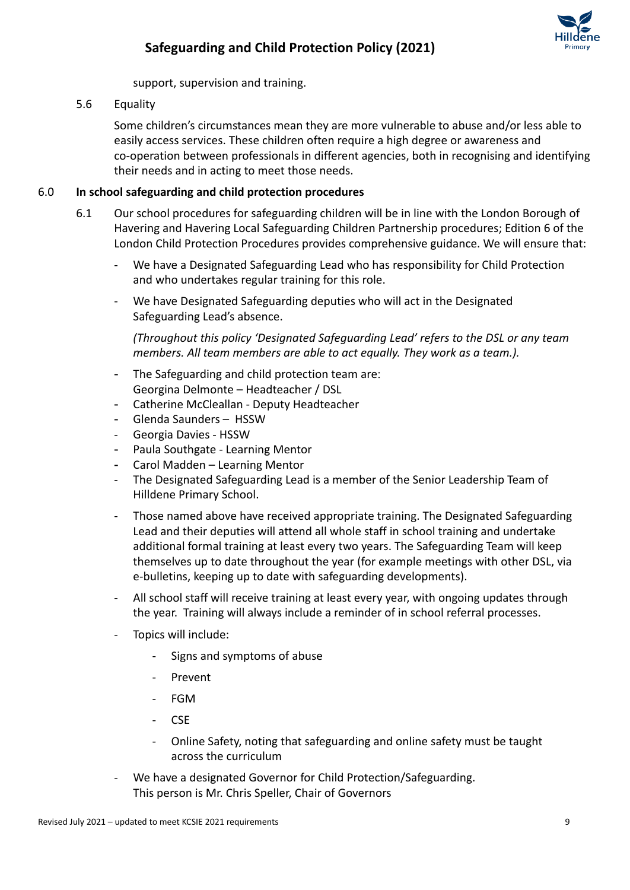support, supervision and training.

5.6 Equality

Some children's circumstances mean they are more vulnerable to abuse and/or less able to easily access services. These children often require a high degree or awareness and co-operation between professionals in different agencies, both in recognising and identifying their needs and in acting to meet those needs.

## 6.0 In school safeguarding and child protection procedures

6.1 Our school procedures for safeguarding children will be in line with the London Borough of Havering and Havering Local Safeguarding Children Partnership procedures; Edition 6 of the London Child Protection Procedures provides comprehensive guidance. We will ensure that:

- We have a Designated Safeguarding Lead who has responsibility for Child Protection and who undertakes regular training for this role.
- We have Designated Safeguarding deputies who will act in the Designated Safeguarding Lead's absence.

  *(Throughout this policy 'Designated Safeguarding Lead' refers to the DSL or any team members. All team members are able to act equally. They work as a team.).*

- The Safeguarding and child protection team are:
  Georgina Delmonte – Headteacher / DSL
- Catherine McCleallan - Deputy Headteacher
- Glenda Saunders – HSSW
- Georgia Davies - HSSW
- Paula Southgate - Learning Mentor
- Carol Madden – Learning Mentor
- The Designated Safeguarding Lead is a member of the Senior Leadership Team of Hilldene Primary School.
- Those named above have received appropriate training. The Designated Safeguarding Lead and their deputies will attend all whole staff in school training and undertake additional formal training at least every two years. The Safeguarding Team will keep themselves up to date throughout the year (for example meetings with other DSL, via e-bulletins, keeping up to date with safeguarding developments).
- All school staff will receive training at least every year, with ongoing updates through the year. Training will always include a reminder of in school referral processes.
- Topics will include:
  - Signs and symptoms of abuse
  - Prevent
  - FGM
  - CSE
  - Online Safety, noting that safeguarding and online safety must be taught across the curriculum
- We have a designated Governor for Child Protection/Safeguarding.
  This person is Mr. Chris Speller, Chair of Governors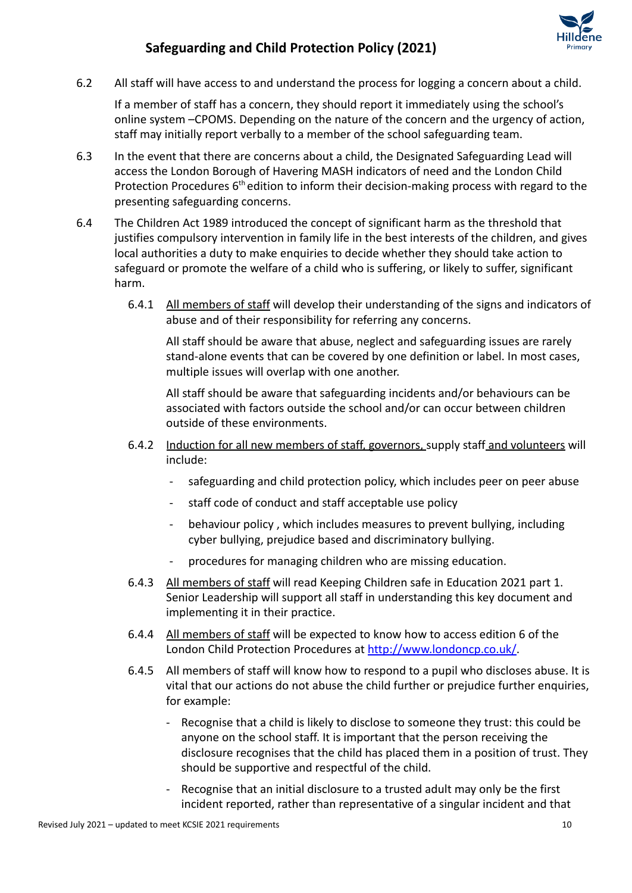6.2 All staff will have access to and understand the process for logging a concern about a child.

If a member of staff has a concern, they should report it immediately using the school's online system –CPOMS. Depending on the nature of the concern and the urgency of action, staff may initially report verbally to a member of the school safeguarding team.

6.3 In the event that there are concerns about a child, the Designated Safeguarding Lead will access the London Borough of Havering MASH indicators of need and the London Child Protection Procedures 6th edition to inform their decision-making process with regard to the presenting safeguarding concerns.

6.4 The Children Act 1989 introduced the concept of significant harm as the threshold that justifies compulsory intervention in family life in the best interests of the children, and gives local authorities a duty to make enquiries to decide whether they should take action to safeguard or promote the welfare of a child who is suffering, or likely to suffer, significant harm.

6.4.1 <u>All members of staff</u> will develop their understanding of the signs and indicators of abuse and of their responsibility for referring any concerns.

All staff should be aware that abuse, neglect and safeguarding issues are rarely stand-alone events that can be covered by one definition or label. In most cases, multiple issues will overlap with one another.

All staff should be aware that safeguarding incidents and/or behaviours can be associated with factors outside the school and/or can occur between children outside of these environments.

6.4.2 <u>Induction for all new members of staff, governors,</u> supply staff <u>and volunteers</u> will include:

- safeguarding and child protection policy, which includes peer on peer abuse
- staff code of conduct and staff acceptable use policy
- behaviour policy , which includes measures to prevent bullying, including cyber bullying, prejudice based and discriminatory bullying.
- procedures for managing children who are missing education.

6.4.3 <u>All members of staff</u> will read Keeping Children safe in Education 2021 part 1. Senior Leadership will support all staff in understanding this key document and implementing it in their practice.

6.4.4 <u>All members of staff</u> will be expected to know how to access edition 6 of the London Child Protection Procedures at http://www.londoncp.co.uk/.

6.4.5 All members of staff will know how to respond to a pupil who discloses abuse. It is vital that our actions do not abuse the child further or prejudice further enquiries, for example:

- Recognise that a child is likely to disclose to someone they trust: this could be anyone on the school staff. It is important that the person receiving the disclosure recognises that the child has placed them in a position of trust. They should be supportive and respectful of the child.
- Recognise that an initial disclosure to a trusted adult may only be the first incident reported, rather than representative of a singular incident and that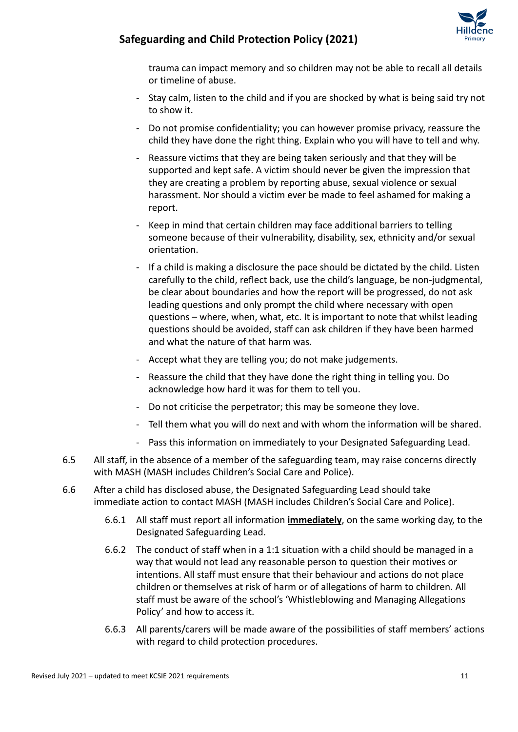trauma can impact memory and so children may not be able to recall all details or timeline of abuse.

- Stay calm, listen to the child and if you are shocked by what is being said try not to show it.
- Do not promise confidentiality; you can however promise privacy, reassure the child they have done the right thing. Explain who you will have to tell and why.
- Reassure victims that they are being taken seriously and that they will be supported and kept safe. A victim should never be given the impression that they are creating a problem by reporting abuse, sexual violence or sexual harassment. Nor should a victim ever be made to feel ashamed for making a report.
- Keep in mind that certain children may face additional barriers to telling someone because of their vulnerability, disability, sex, ethnicity and/or sexual orientation.
- If a child is making a disclosure the pace should be dictated by the child. Listen carefully to the child, reflect back, use the child's language, be non-judgmental, be clear about boundaries and how the report will be progressed, do not ask leading questions and only prompt the child where necessary with open questions – where, when, what, etc. It is important to note that whilst leading questions should be avoided, staff can ask children if they have been harmed and what the nature of that harm was.
- Accept what they are telling you; do not make judgements.
- Reassure the child that they have done the right thing in telling you. Do acknowledge how hard it was for them to tell you.
- Do not criticise the perpetrator; this may be someone they love.
- Tell them what you will do next and with whom the information will be shared.
- Pass this information on immediately to your Designated Safeguarding Lead.

6.5 All staff, in the absence of a member of the safeguarding team, may raise concerns directly with MASH (MASH includes Children's Social Care and Police).

6.6 After a child has disclosed abuse, the Designated Safeguarding Lead should take immediate action to contact MASH (MASH includes Children's Social Care and Police).

6.6.1 All staff must report all information **<u>immediately</u>**, on the same working day, to the Designated Safeguarding Lead.

6.6.2 The conduct of staff when in a 1:1 situation with a child should be managed in a way that would not lead any reasonable person to question their motives or intentions. All staff must ensure that their behaviour and actions do not place children or themselves at risk of harm or of allegations of harm to children. All staff must be aware of the school's 'Whistleblowing and Managing Allegations Policy' and how to access it.

6.6.3 All parents/carers will be made aware of the possibilities of staff members' actions with regard to child protection procedures.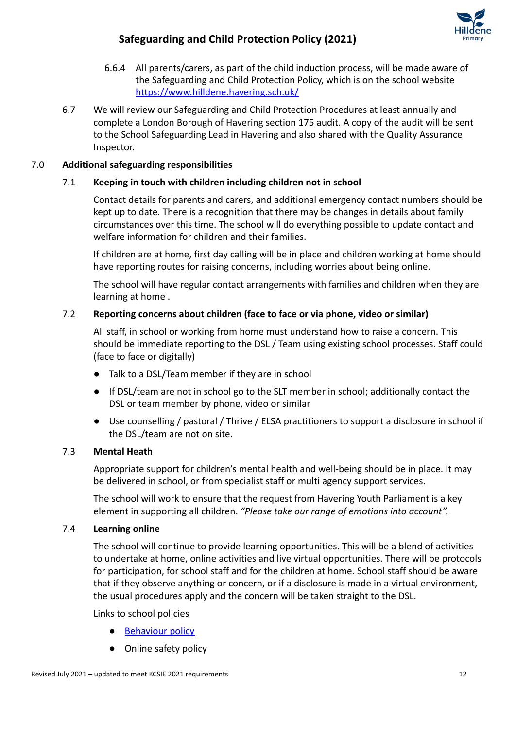6.6.4 All parents/carers, as part of the child induction process, will be made aware of the Safeguarding and Child Protection Policy, which is on the school website [https://www.hilldene.havering.sch.uk/](https://www.hilldene.havering.sch.uk/)

6.7 We will review our Safeguarding and Child Protection Procedures at least annually and complete a London Borough of Havering section 175 audit. A copy of the audit will be sent to the School Safeguarding Lead in Havering and also shared with the Quality Assurance Inspector.

## 7.0 Additional safeguarding responsibilities

### 7.1 Keeping in touch with children including children not in school

Contact details for parents and carers, and additional emergency contact numbers should be kept up to date. There is a recognition that there may be changes in details about family circumstances over this time. The school will do everything possible to update contact and welfare information for children and their families.

If children are at home, first day calling will be in place and children working at home should have reporting routes for raising concerns, including worries about being online.

The school will have regular contact arrangements with families and children when they are learning at home .

### 7.2 Reporting concerns about children (face to face or via phone, video or similar)

All staff, in school or working from home must understand how to raise a concern. This should be immediate reporting to the DSL / Team using existing school processes. Staff could (face to face or digitally)

- Talk to a DSL/Team member if they are in school
- If DSL/team are not in school go to the SLT member in school; additionally contact the DSL or team member by phone, video or similar
- Use counselling / pastoral / Thrive / ELSA practitioners to support a disclosure in school if the DSL/team are not on site.

### 7.3 Mental Heath

Appropriate support for children's mental health and well-being should be in place. It may be delivered in school, or from specialist staff or multi agency support services.

The school will work to ensure that the request from Havering Youth Parliament is a key element in supporting all children. *"Please take our range of emotions into account".*

### 7.4 Learning online

The school will continue to provide learning opportunities. This will be a blend of activities to undertake at home, online activities and live virtual opportunities. There will be protocols for participation, for school staff and for the children at home. School staff should be aware that if they observe anything or concern, or if a disclosure is made in a virtual environment, the usual procedures apply and the concern will be taken straight to the DSL.

Links to school policies

- [Behaviour policy]()
- Online safety policy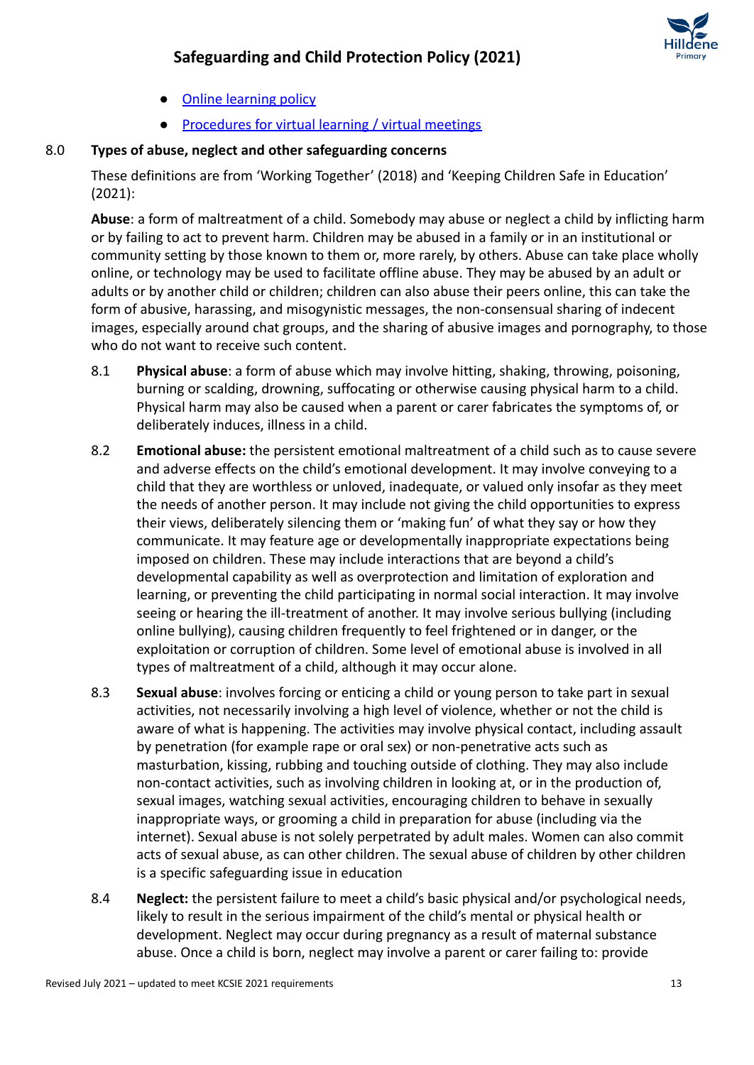- [Online learning policy]
- [Procedures for virtual learning / virtual meetings]

## 8.0 Types of abuse, neglect and other safeguarding concerns

These definitions are from 'Working Together' (2018) and 'Keeping Children Safe in Education' (2021):

**Abuse**: a form of maltreatment of a child. Somebody may abuse or neglect a child by inflicting harm or by failing to act to prevent harm. Children may be abused in a family or in an institutional or community setting by those known to them or, more rarely, by others. Abuse can take place wholly online, or technology may be used to facilitate offline abuse. They may be abused by an adult or adults or by another child or children; children can also abuse their peers online, this can take the form of abusive, harassing, and misogynistic messages, the non-consensual sharing of indecent images, especially around chat groups, and the sharing of abusive images and pornography, to those who do not want to receive such content.

8.1 **Physical abuse**: a form of abuse which may involve hitting, shaking, throwing, poisoning, burning or scalding, drowning, suffocating or otherwise causing physical harm to a child. Physical harm may also be caused when a parent or carer fabricates the symptoms of, or deliberately induces, illness in a child.

8.2 **Emotional abuse:** the persistent emotional maltreatment of a child such as to cause severe and adverse effects on the child's emotional development. It may involve conveying to a child that they are worthless or unloved, inadequate, or valued only insofar as they meet the needs of another person. It may include not giving the child opportunities to express their views, deliberately silencing them or 'making fun' of what they say or how they communicate. It may feature age or developmentally inappropriate expectations being imposed on children. These may include interactions that are beyond a child's developmental capability as well as overprotection and limitation of exploration and learning, or preventing the child participating in normal social interaction. It may involve seeing or hearing the ill-treatment of another. It may involve serious bullying (including online bullying), causing children frequently to feel frightened or in danger, or the exploitation or corruption of children. Some level of emotional abuse is involved in all types of maltreatment of a child, although it may occur alone.

8.3 **Sexual abuse**: involves forcing or enticing a child or young person to take part in sexual activities, not necessarily involving a high level of violence, whether or not the child is aware of what is happening. The activities may involve physical contact, including assault by penetration (for example rape or oral sex) or non-penetrative acts such as masturbation, kissing, rubbing and touching outside of clothing. They may also include non-contact activities, such as involving children in looking at, or in the production of, sexual images, watching sexual activities, encouraging children to behave in sexually inappropriate ways, or grooming a child in preparation for abuse (including via the internet). Sexual abuse is not solely perpetrated by adult males. Women can also commit acts of sexual abuse, as can other children. The sexual abuse of children by other children is a specific safeguarding issue in education

8.4 **Neglect:** the persistent failure to meet a child's basic physical and/or psychological needs, likely to result in the serious impairment of the child's mental or physical health or development. Neglect may occur during pregnancy as a result of maternal substance abuse. Once a child is born, neglect may involve a parent or carer failing to: provide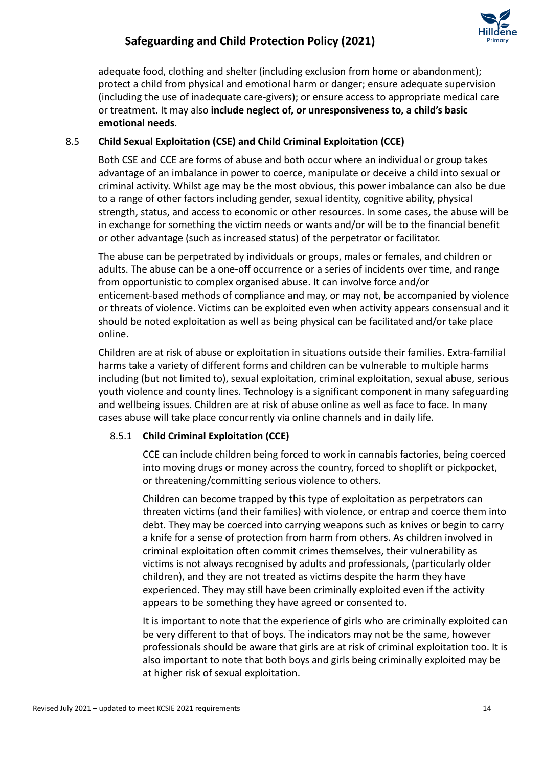adequate food, clothing and shelter (including exclusion from home or abandonment); protect a child from physical and emotional harm or danger; ensure adequate supervision (including the use of inadequate care-givers); or ensure access to appropriate medical care or treatment. It may also **include neglect of, or unresponsiveness to, a child's basic emotional needs**.

### 8.5 Child Sexual Exploitation (CSE) and Child Criminal Exploitation (CCE)

Both CSE and CCE are forms of abuse and both occur where an individual or group takes advantage of an imbalance in power to coerce, manipulate or deceive a child into sexual or criminal activity. Whilst age may be the most obvious, this power imbalance can also be due to a range of other factors including gender, sexual identity, cognitive ability, physical strength, status, and access to economic or other resources. In some cases, the abuse will be in exchange for something the victim needs or wants and/or will be to the financial benefit or other advantage (such as increased status) of the perpetrator or facilitator.

The abuse can be perpetrated by individuals or groups, males or females, and children or adults. The abuse can be a one-off occurrence or a series of incidents over time, and range from opportunistic to complex organised abuse. It can involve force and/or enticement-based methods of compliance and may, or may not, be accompanied by violence or threats of violence. Victims can be exploited even when activity appears consensual and it should be noted exploitation as well as being physical can be facilitated and/or take place online.

Children are at risk of abuse or exploitation in situations outside their families. Extra-familial harms take a variety of different forms and children can be vulnerable to multiple harms including (but not limited to), sexual exploitation, criminal exploitation, sexual abuse, serious youth violence and county lines. Technology is a significant component in many safeguarding and wellbeing issues. Children are at risk of abuse online as well as face to face. In many cases abuse will take place concurrently via online channels and in daily life.

#### 8.5.1 Child Criminal Exploitation (CCE)

CCE can include children being forced to work in cannabis factories, being coerced into moving drugs or money across the country, forced to shoplift or pickpocket, or threatening/committing serious violence to others.

Children can become trapped by this type of exploitation as perpetrators can threaten victims (and their families) with violence, or entrap and coerce them into debt. They may be coerced into carrying weapons such as knives or begin to carry a knife for a sense of protection from harm from others. As children involved in criminal exploitation often commit crimes themselves, their vulnerability as victims is not always recognised by adults and professionals, (particularly older children), and they are not treated as victims despite the harm they have experienced. They may still have been criminally exploited even if the activity appears to be something they have agreed or consented to.

It is important to note that the experience of girls who are criminally exploited can be very different to that of boys. The indicators may not be the same, however professionals should be aware that girls are at risk of criminal exploitation too. It is also important to note that both boys and girls being criminally exploited may be at higher risk of sexual exploitation.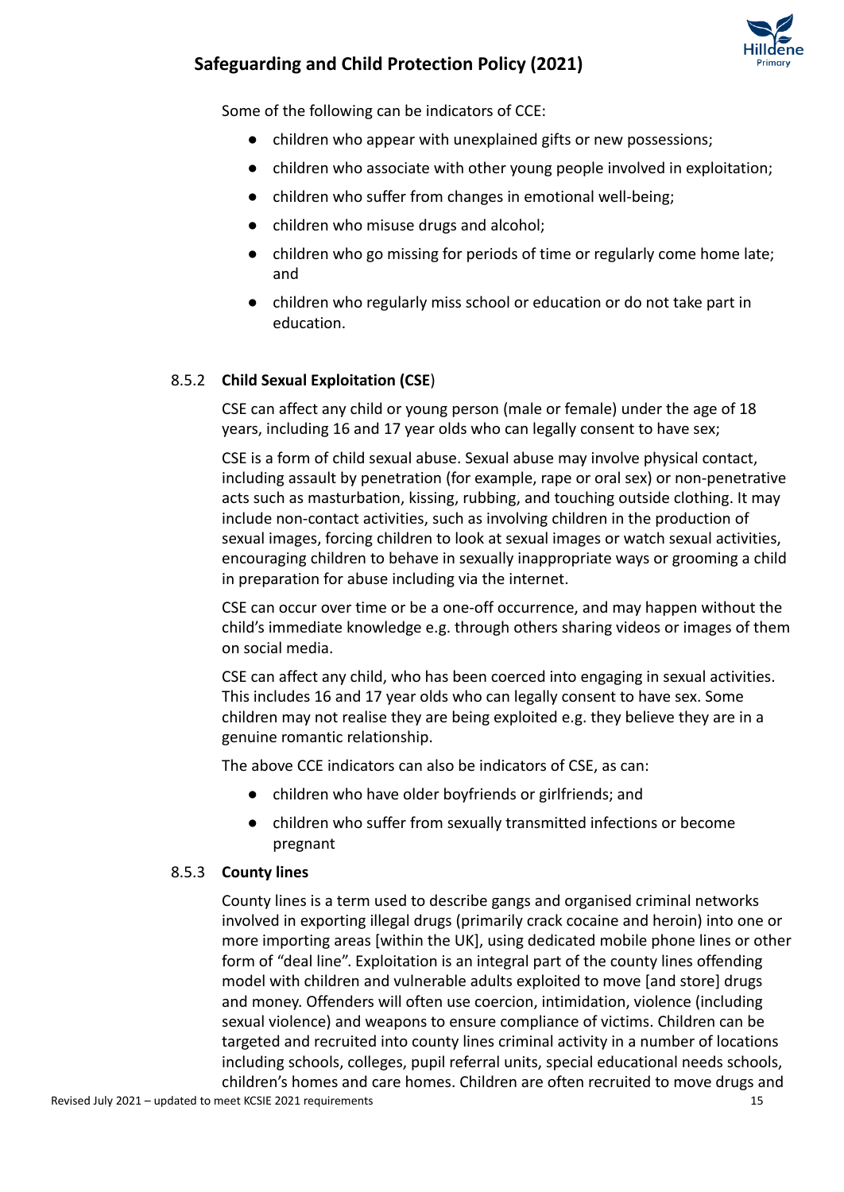Some of the following can be indicators of CCE:

- children who appear with unexplained gifts or new possessions;
- children who associate with other young people involved in exploitation;
- children who suffer from changes in emotional well-being;
- children who misuse drugs and alcohol;
- children who go missing for periods of time or regularly come home late; and
- children who regularly miss school or education or do not take part in education.

### 8.5.2 **Child Sexual Exploitation (CSE**)

CSE can affect any child or young person (male or female) under the age of 18 years, including 16 and 17 year olds who can legally consent to have sex;

CSE is a form of child sexual abuse. Sexual abuse may involve physical contact, including assault by penetration (for example, rape or oral sex) or non-penetrative acts such as masturbation, kissing, rubbing, and touching outside clothing. It may include non-contact activities, such as involving children in the production of sexual images, forcing children to look at sexual images or watch sexual activities, encouraging children to behave in sexually inappropriate ways or grooming a child in preparation for abuse including via the internet.

CSE can occur over time or be a one-off occurrence, and may happen without the child's immediate knowledge e.g. through others sharing videos or images of them on social media.

CSE can affect any child, who has been coerced into engaging in sexual activities. This includes 16 and 17 year olds who can legally consent to have sex. Some children may not realise they are being exploited e.g. they believe they are in a genuine romantic relationship.

The above CCE indicators can also be indicators of CSE, as can:

- children who have older boyfriends or girlfriends; and
- children who suffer from sexually transmitted infections or become pregnant

### 8.5.3 **County lines**

County lines is a term used to describe gangs and organised criminal networks involved in exporting illegal drugs (primarily crack cocaine and heroin) into one or more importing areas [within the UK], using dedicated mobile phone lines or other form of "deal line". Exploitation is an integral part of the county lines offending model with children and vulnerable adults exploited to move [and store] drugs and money. Offenders will often use coercion, intimidation, violence (including sexual violence) and weapons to ensure compliance of victims. Children can be targeted and recruited into county lines criminal activity in a number of locations including schools, colleges, pupil referral units, special educational needs schools, children's homes and care homes. Children are often recruited to move drugs and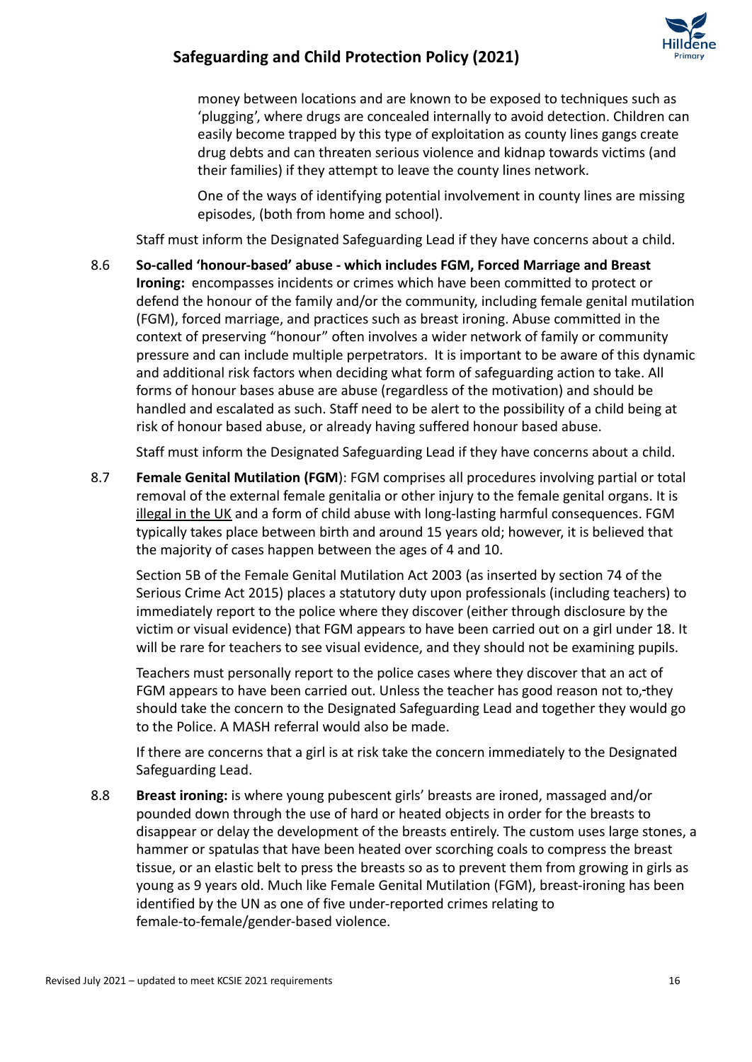money between locations and are known to be exposed to techniques such as 'plugging', where drugs are concealed internally to avoid detection. Children can easily become trapped by this type of exploitation as county lines gangs create drug debts and can threaten serious violence and kidnap towards victims (and their families) if they attempt to leave the county lines network.

One of the ways of identifying potential involvement in county lines are missing episodes, (both from home and school).

Staff must inform the Designated Safeguarding Lead if they have concerns about a child.

8.6 **So-called 'honour-based' abuse - which includes FGM, Forced Marriage and Breast Ironing:** encompasses incidents or crimes which have been committed to protect or defend the honour of the family and/or the community, including female genital mutilation (FGM), forced marriage, and practices such as breast ironing. Abuse committed in the context of preserving "honour" often involves a wider network of family or community pressure and can include multiple perpetrators. It is important to be aware of this dynamic and additional risk factors when deciding what form of safeguarding action to take. All forms of honour bases abuse are abuse (regardless of the motivation) and should be handled and escalated as such. Staff need to be alert to the possibility of a child being at risk of honour based abuse, or already having suffered honour based abuse.

Staff must inform the Designated Safeguarding Lead if they have concerns about a child.

8.7 **Female Genital Mutilation (FGM)**: FGM comprises all procedures involving partial or total removal of the external female genitalia or other injury to the female genital organs. It is illegal in the UK and a form of child abuse with long-lasting harmful consequences. FGM typically takes place between birth and around 15 years old; however, it is believed that the majority of cases happen between the ages of 4 and 10.

Section 5B of the Female Genital Mutilation Act 2003 (as inserted by section 74 of the Serious Crime Act 2015) places a statutory duty upon professionals (including teachers) to immediately report to the police where they discover (either through disclosure by the victim or visual evidence) that FGM appears to have been carried out on a girl under 18. It will be rare for teachers to see visual evidence, and they should not be examining pupils.

Teachers must personally report to the police cases where they discover that an act of FGM appears to have been carried out. Unless the teacher has good reason not to, they should take the concern to the Designated Safeguarding Lead and together they would go to the Police. A MASH referral would also be made.

If there are concerns that a girl is at risk take the concern immediately to the Designated Safeguarding Lead.

8.8 **Breast ironing:** is where young pubescent girls' breasts are ironed, massaged and/or pounded down through the use of hard or heated objects in order for the breasts to disappear or delay the development of the breasts entirely. The custom uses large stones, a hammer or spatulas that have been heated over scorching coals to compress the breast tissue, or an elastic belt to press the breasts so as to prevent them from growing in girls as young as 9 years old. Much like Female Genital Mutilation (FGM), breast-ironing has been identified by the UN as one of five under-reported crimes relating to female-to-female/gender-based violence.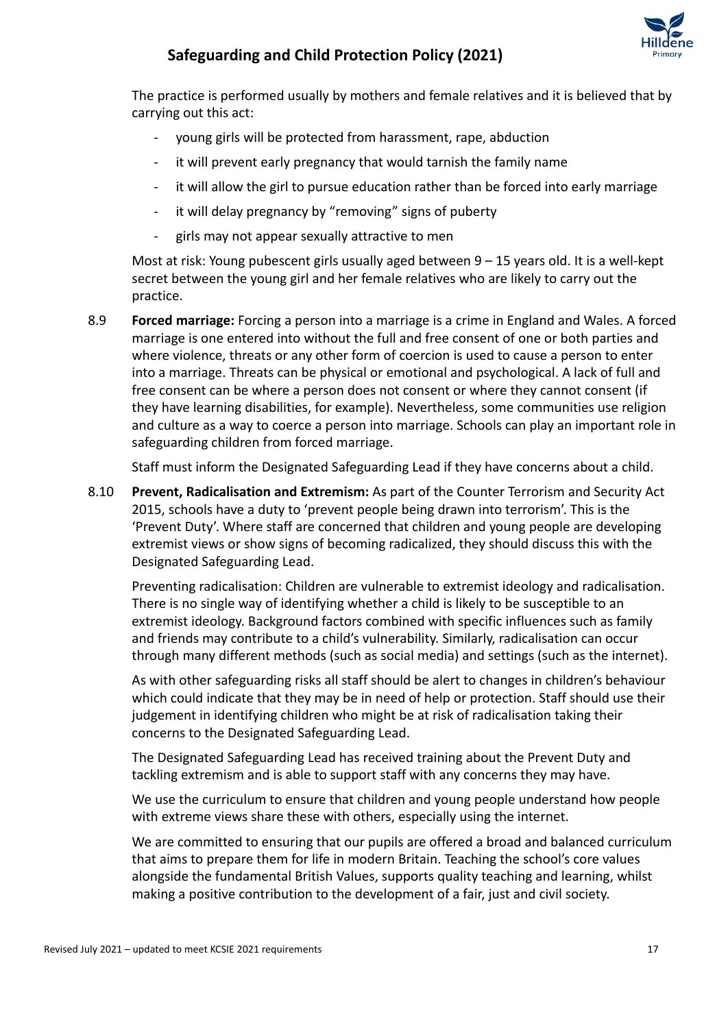The practice is performed usually by mothers and female relatives and it is believed that by carrying out this act:

- young girls will be protected from harassment, rape, abduction
- it will prevent early pregnancy that would tarnish the family name
- it will allow the girl to pursue education rather than be forced into early marriage
- it will delay pregnancy by "removing" signs of puberty
- girls may not appear sexually attractive to men

Most at risk: Young pubescent girls usually aged between 9 – 15 years old. It is a well-kept secret between the young girl and her female relatives who are likely to carry out the practice.

8.9 **Forced marriage:** Forcing a person into a marriage is a crime in England and Wales. A forced marriage is one entered into without the full and free consent of one or both parties and where violence, threats or any other form of coercion is used to cause a person to enter into a marriage. Threats can be physical or emotional and psychological. A lack of full and free consent can be where a person does not consent or where they cannot consent (if they have learning disabilities, for example). Nevertheless, some communities use religion and culture as a way to coerce a person into marriage. Schools can play an important role in safeguarding children from forced marriage.

Staff must inform the Designated Safeguarding Lead if they have concerns about a child.

8.10 **Prevent, Radicalisation and Extremism:** As part of the Counter Terrorism and Security Act 2015, schools have a duty to 'prevent people being drawn into terrorism'. This is the 'Prevent Duty'. Where staff are concerned that children and young people are developing extremist views or show signs of becoming radicalized, they should discuss this with the Designated Safeguarding Lead.

Preventing radicalisation: Children are vulnerable to extremist ideology and radicalisation. There is no single way of identifying whether a child is likely to be susceptible to an extremist ideology. Background factors combined with specific influences such as family and friends may contribute to a child's vulnerability. Similarly, radicalisation can occur through many different methods (such as social media) and settings (such as the internet).

As with other safeguarding risks all staff should be alert to changes in children's behaviour which could indicate that they may be in need of help or protection. Staff should use their judgement in identifying children who might be at risk of radicalisation taking their concerns to the Designated Safeguarding Lead.

The Designated Safeguarding Lead has received training about the Prevent Duty and tackling extremism and is able to support staff with any concerns they may have.

We use the curriculum to ensure that children and young people understand how people with extreme views share these with others, especially using the internet.

We are committed to ensuring that our pupils are offered a broad and balanced curriculum that aims to prepare them for life in modern Britain. Teaching the school's core values alongside the fundamental British Values, supports quality teaching and learning, whilst making a positive contribution to the development of a fair, just and civil society.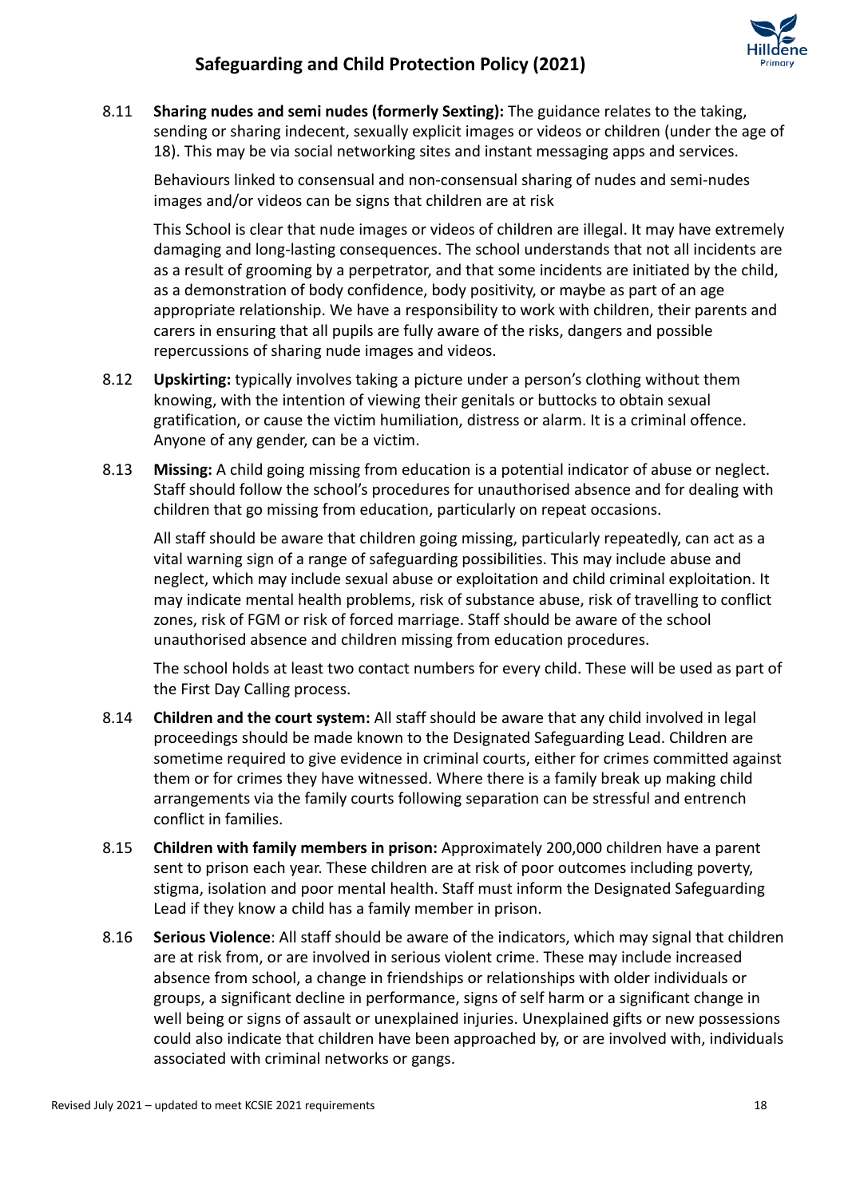8.11 **Sharing nudes and semi nudes (formerly Sexting):** The guidance relates to the taking, sending or sharing indecent, sexually explicit images or videos or children (under the age of 18). This may be via social networking sites and instant messaging apps and services.

Behaviours linked to consensual and non-consensual sharing of nudes and semi-nudes images and/or videos can be signs that children are at risk

This School is clear that nude images or videos of children are illegal. It may have extremely damaging and long-lasting consequences. The school understands that not all incidents are as a result of grooming by a perpetrator, and that some incidents are initiated by the child, as a demonstration of body confidence, body positivity, or maybe as part of an age appropriate relationship. We have a responsibility to work with children, their parents and carers in ensuring that all pupils are fully aware of the risks, dangers and possible repercussions of sharing nude images and videos.

8.12 **Upskirting:** typically involves taking a picture under a person's clothing without them knowing, with the intention of viewing their genitals or buttocks to obtain sexual gratification, or cause the victim humiliation, distress or alarm. It is a criminal offence. Anyone of any gender, can be a victim.

8.13 **Missing:** A child going missing from education is a potential indicator of abuse or neglect. Staff should follow the school's procedures for unauthorised absence and for dealing with children that go missing from education, particularly on repeat occasions.

All staff should be aware that children going missing, particularly repeatedly, can act as a vital warning sign of a range of safeguarding possibilities. This may include abuse and neglect, which may include sexual abuse or exploitation and child criminal exploitation. It may indicate mental health problems, risk of substance abuse, risk of travelling to conflict zones, risk of FGM or risk of forced marriage. Staff should be aware of the school unauthorised absence and children missing from education procedures.

The school holds at least two contact numbers for every child. These will be used as part of the First Day Calling process.

8.14 **Children and the court system:** All staff should be aware that any child involved in legal proceedings should be made known to the Designated Safeguarding Lead. Children are sometime required to give evidence in criminal courts, either for crimes committed against them or for crimes they have witnessed. Where there is a family break up making child arrangements via the family courts following separation can be stressful and entrench conflict in families.

8.15 **Children with family members in prison:** Approximately 200,000 children have a parent sent to prison each year. These children are at risk of poor outcomes including poverty, stigma, isolation and poor mental health. Staff must inform the Designated Safeguarding Lead if they know a child has a family member in prison.

8.16 **Serious Violence**: All staff should be aware of the indicators, which may signal that children are at risk from, or are involved in serious violent crime. These may include increased absence from school, a change in friendships or relationships with older individuals or groups, a significant decline in performance, signs of self harm or a significant change in well being or signs of assault or unexplained injuries. Unexplained gifts or new possessions could also indicate that children have been approached by, or are involved with, individuals associated with criminal networks or gangs.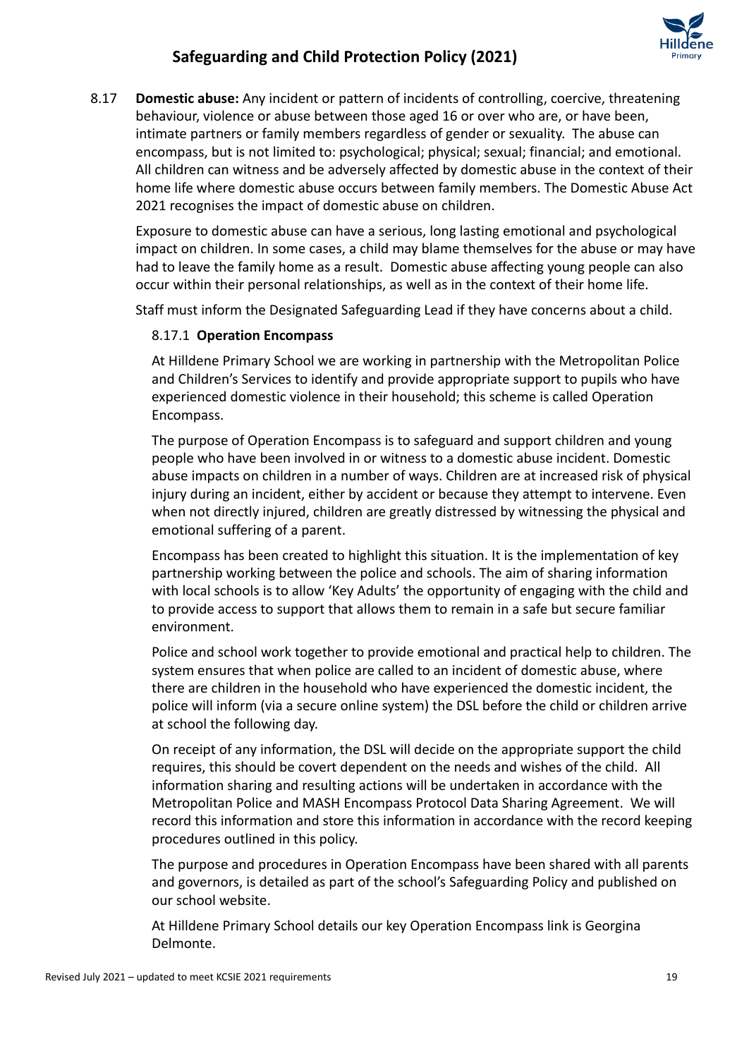8.17 **Domestic abuse:** Any incident or pattern of incidents of controlling, coercive, threatening behaviour, violence or abuse between those aged 16 or over who are, or have been, intimate partners or family members regardless of gender or sexuality. The abuse can encompass, but is not limited to: psychological; physical; sexual; financial; and emotional. All children can witness and be adversely affected by domestic abuse in the context of their home life where domestic abuse occurs between family members. The Domestic Abuse Act 2021 recognises the impact of domestic abuse on children.

Exposure to domestic abuse can have a serious, long lasting emotional and psychological impact on children. In some cases, a child may blame themselves for the abuse or may have had to leave the family home as a result. Domestic abuse affecting young people can also occur within their personal relationships, as well as in the context of their home life.

Staff must inform the Designated Safeguarding Lead if they have concerns about a child.

8.17.1 **Operation Encompass**

At Hilldene Primary School we are working in partnership with the Metropolitan Police and Children's Services to identify and provide appropriate support to pupils who have experienced domestic violence in their household; this scheme is called Operation Encompass.

The purpose of Operation Encompass is to safeguard and support children and young people who have been involved in or witness to a domestic abuse incident. Domestic abuse impacts on children in a number of ways. Children are at increased risk of physical injury during an incident, either by accident or because they attempt to intervene. Even when not directly injured, children are greatly distressed by witnessing the physical and emotional suffering of a parent.

Encompass has been created to highlight this situation. It is the implementation of key partnership working between the police and schools. The aim of sharing information with local schools is to allow 'Key Adults' the opportunity of engaging with the child and to provide access to support that allows them to remain in a safe but secure familiar environment.

Police and school work together to provide emotional and practical help to children. The system ensures that when police are called to an incident of domestic abuse, where there are children in the household who have experienced the domestic incident, the police will inform (via a secure online system) the DSL before the child or children arrive at school the following day.

On receipt of any information, the DSL will decide on the appropriate support the child requires, this should be covert dependent on the needs and wishes of the child. All information sharing and resulting actions will be undertaken in accordance with the Metropolitan Police and MASH Encompass Protocol Data Sharing Agreement. We will record this information and store this information in accordance with the record keeping procedures outlined in this policy.

The purpose and procedures in Operation Encompass have been shared with all parents and governors, is detailed as part of the school's Safeguarding Policy and published on our school website.

At Hilldene Primary School details our key Operation Encompass link is Georgina Delmonte.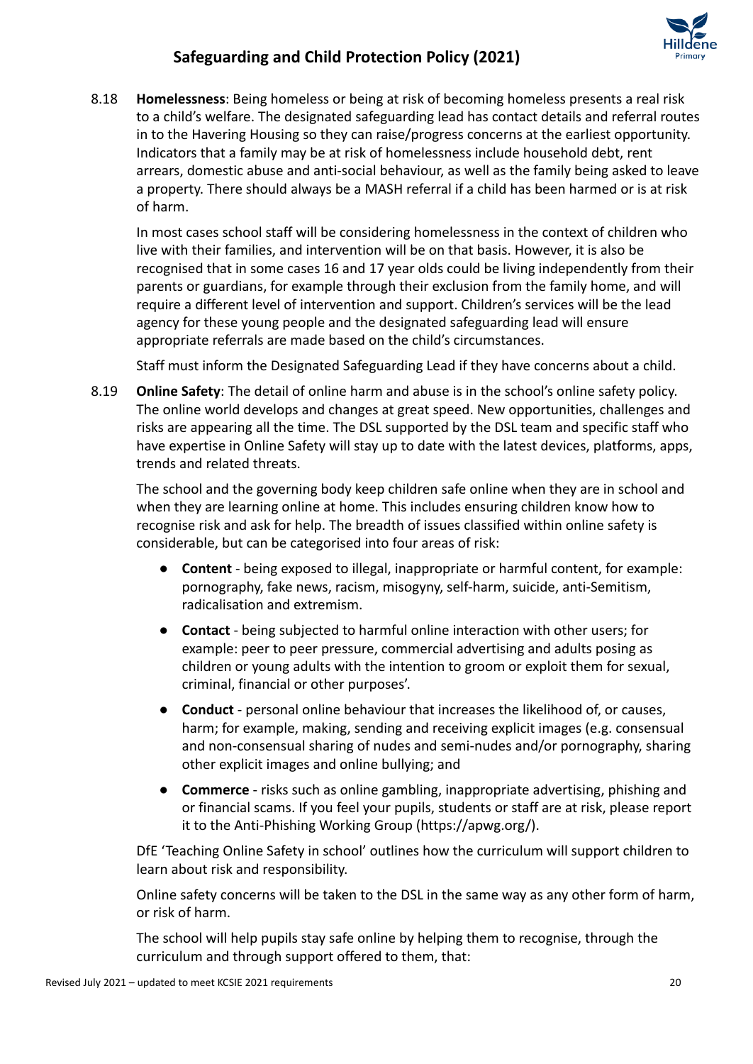8.18 **Homelessness**: Being homeless or being at risk of becoming homeless presents a real risk to a child's welfare. The designated safeguarding lead has contact details and referral routes in to the Havering Housing so they can raise/progress concerns at the earliest opportunity. Indicators that a family may be at risk of homelessness include household debt, rent arrears, domestic abuse and anti-social behaviour, as well as the family being asked to leave a property. There should always be a MASH referral if a child has been harmed or is at risk of harm.

In most cases school staff will be considering homelessness in the context of children who live with their families, and intervention will be on that basis. However, it is also be recognised that in some cases 16 and 17 year olds could be living independently from their parents or guardians, for example through their exclusion from the family home, and will require a different level of intervention and support. Children's services will be the lead agency for these young people and the designated safeguarding lead will ensure appropriate referrals are made based on the child's circumstances.

Staff must inform the Designated Safeguarding Lead if they have concerns about a child.

8.19 **Online Safety**: The detail of online harm and abuse is in the school's online safety policy. The online world develops and changes at great speed. New opportunities, challenges and risks are appearing all the time. The DSL supported by the DSL team and specific staff who have expertise in Online Safety will stay up to date with the latest devices, platforms, apps, trends and related threats.

The school and the governing body keep children safe online when they are in school and when they are learning online at home. This includes ensuring children know how to recognise risk and ask for help. The breadth of issues classified within online safety is considerable, but can be categorised into four areas of risk:

- **Content** - being exposed to illegal, inappropriate or harmful content, for example: pornography, fake news, racism, misogyny, self-harm, suicide, anti-Semitism, radicalisation and extremism.
- **Contact** - being subjected to harmful online interaction with other users; for example: peer to peer pressure, commercial advertising and adults posing as children or young adults with the intention to groom or exploit them for sexual, criminal, financial or other purposes'.
- **Conduct** - personal online behaviour that increases the likelihood of, or causes, harm; for example, making, sending and receiving explicit images (e.g. consensual and non-consensual sharing of nudes and semi-nudes and/or pornography, sharing other explicit images and online bullying; and
- **Commerce** - risks such as online gambling, inappropriate advertising, phishing and or financial scams. If you feel your pupils, students or staff are at risk, please report it to the Anti-Phishing Working Group (https://apwg.org/).

DfE 'Teaching Online Safety in school' outlines how the curriculum will support children to learn about risk and responsibility.

Online safety concerns will be taken to the DSL in the same way as any other form of harm, or risk of harm.

The school will help pupils stay safe online by helping them to recognise, through the curriculum and through support offered to them, that: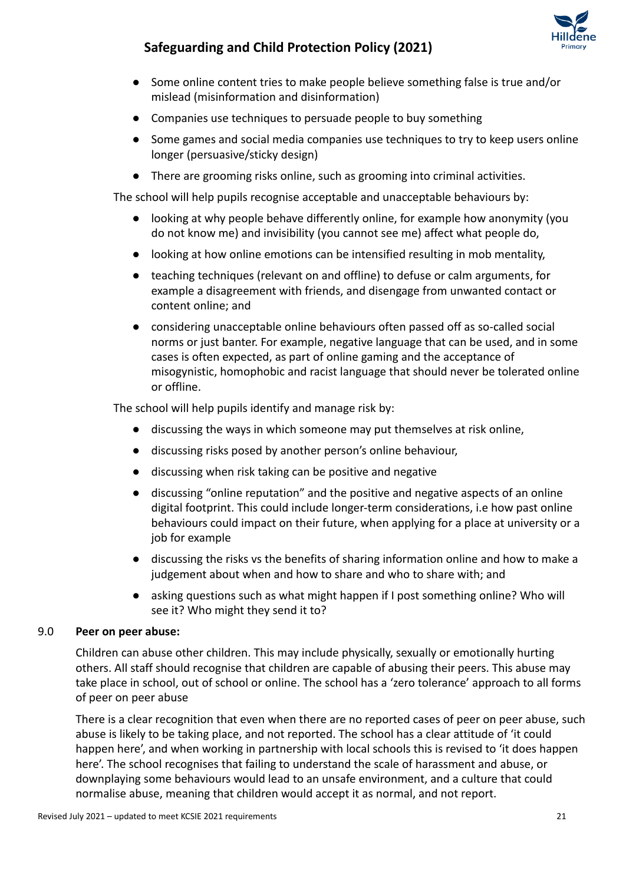- Some online content tries to make people believe something false is true and/or mislead (misinformation and disinformation)
- Companies use techniques to persuade people to buy something
- Some games and social media companies use techniques to try to keep users online longer (persuasive/sticky design)
- There are grooming risks online, such as grooming into criminal activities.

The school will help pupils recognise acceptable and unacceptable behaviours by:

- looking at why people behave differently online, for example how anonymity (you do not know me) and invisibility (you cannot see me) affect what people do,
- looking at how online emotions can be intensified resulting in mob mentality,
- teaching techniques (relevant on and offline) to defuse or calm arguments, for example a disagreement with friends, and disengage from unwanted contact or content online; and
- considering unacceptable online behaviours often passed off as so-called social norms or just banter. For example, negative language that can be used, and in some cases is often expected, as part of online gaming and the acceptance of misogynistic, homophobic and racist language that should never be tolerated online or offline.

The school will help pupils identify and manage risk by:

- discussing the ways in which someone may put themselves at risk online,
- discussing risks posed by another person's online behaviour,
- discussing when risk taking can be positive and negative
- discussing "online reputation" and the positive and negative aspects of an online digital footprint. This could include longer-term considerations, i.e how past online behaviours could impact on their future, when applying for a place at university or a job for example
- discussing the risks vs the benefits of sharing information online and how to make a judgement about when and how to share and who to share with; and
- asking questions such as what might happen if I post something online? Who will see it? Who might they send it to?

## 9.0 Peer on peer abuse:

Children can abuse other children. This may include physically, sexually or emotionally hurting others. All staff should recognise that children are capable of abusing their peers. This abuse may take place in school, out of school or online. The school has a 'zero tolerance' approach to all forms of peer on peer abuse

There is a clear recognition that even when there are no reported cases of peer on peer abuse, such abuse is likely to be taking place, and not reported. The school has a clear attitude of 'it could happen here', and when working in partnership with local schools this is revised to 'it does happen here'. The school recognises that failing to understand the scale of harassment and abuse, or downplaying some behaviours would lead to an unsafe environment, and a culture that could normalise abuse, meaning that children would accept it as normal, and not report.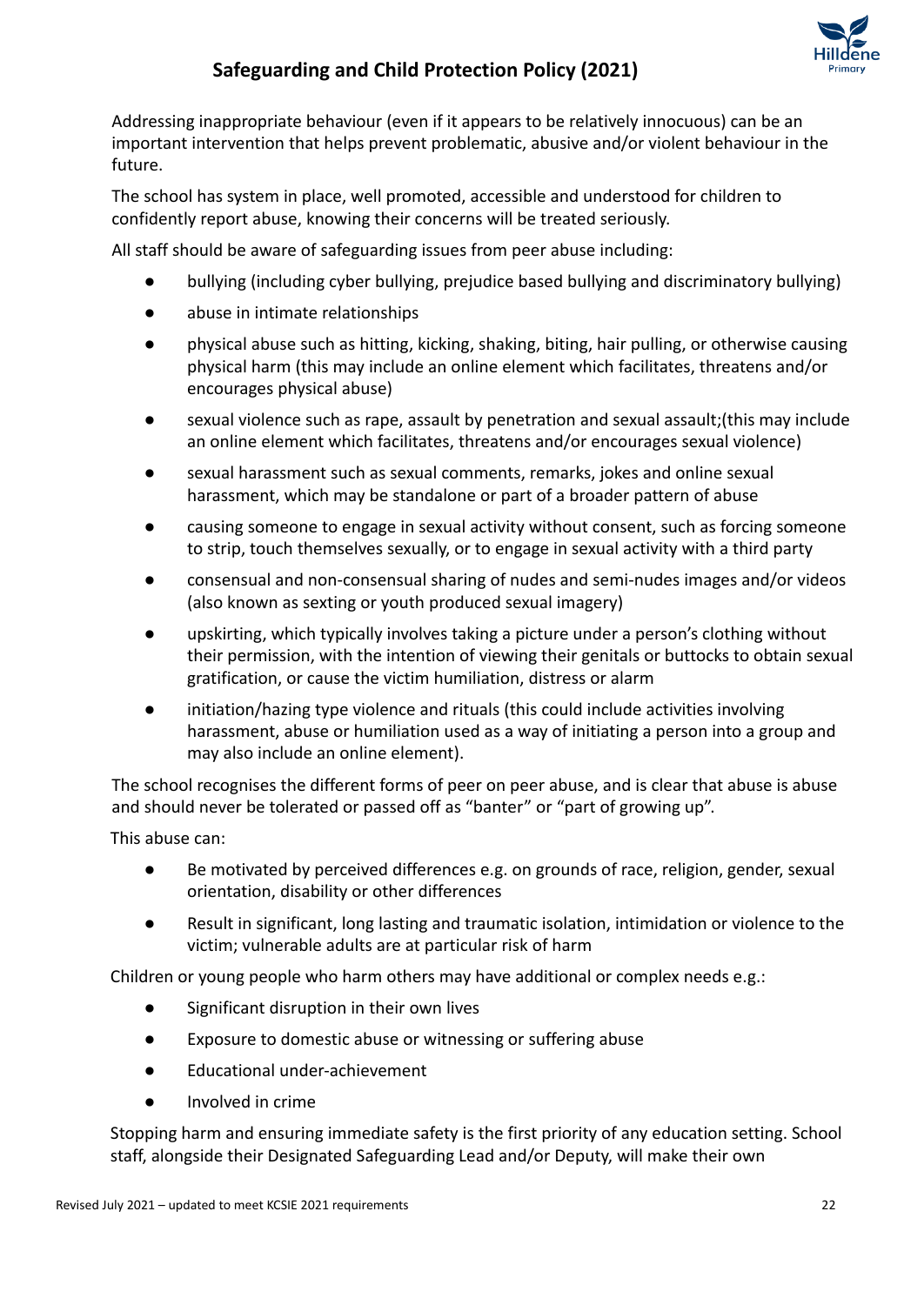Addressing inappropriate behaviour (even if it appears to be relatively innocuous) can be an important intervention that helps prevent problematic, abusive and/or violent behaviour in the future.

The school has system in place, well promoted, accessible and understood for children to confidently report abuse, knowing their concerns will be treated seriously.

All staff should be aware of safeguarding issues from peer abuse including:

- bullying (including cyber bullying, prejudice based bullying and discriminatory bullying)
- abuse in intimate relationships
- physical abuse such as hitting, kicking, shaking, biting, hair pulling, or otherwise causing physical harm (this may include an online element which facilitates, threatens and/or encourages physical abuse)
- sexual violence such as rape, assault by penetration and sexual assault;(this may include an online element which facilitates, threatens and/or encourages sexual violence)
- sexual harassment such as sexual comments, remarks, jokes and online sexual harassment, which may be standalone or part of a broader pattern of abuse
- causing someone to engage in sexual activity without consent, such as forcing someone to strip, touch themselves sexually, or to engage in sexual activity with a third party
- consensual and non-consensual sharing of nudes and semi-nudes images and/or videos (also known as sexting or youth produced sexual imagery)
- upskirting, which typically involves taking a picture under a person's clothing without their permission, with the intention of viewing their genitals or buttocks to obtain sexual gratification, or cause the victim humiliation, distress or alarm
- initiation/hazing type violence and rituals (this could include activities involving harassment, abuse or humiliation used as a way of initiating a person into a group and may also include an online element).

The school recognises the different forms of peer on peer abuse, and is clear that abuse is abuse and should never be tolerated or passed off as "banter" or "part of growing up".

This abuse can:

- Be motivated by perceived differences e.g. on grounds of race, religion, gender, sexual orientation, disability or other differences
- Result in significant, long lasting and traumatic isolation, intimidation or violence to the victim; vulnerable adults are at particular risk of harm

Children or young people who harm others may have additional or complex needs e.g.:

- Significant disruption in their own lives
- Exposure to domestic abuse or witnessing or suffering abuse
- Educational under-achievement
- Involved in crime

Stopping harm and ensuring immediate safety is the first priority of any education setting. School staff, alongside their Designated Safeguarding Lead and/or Deputy, will make their own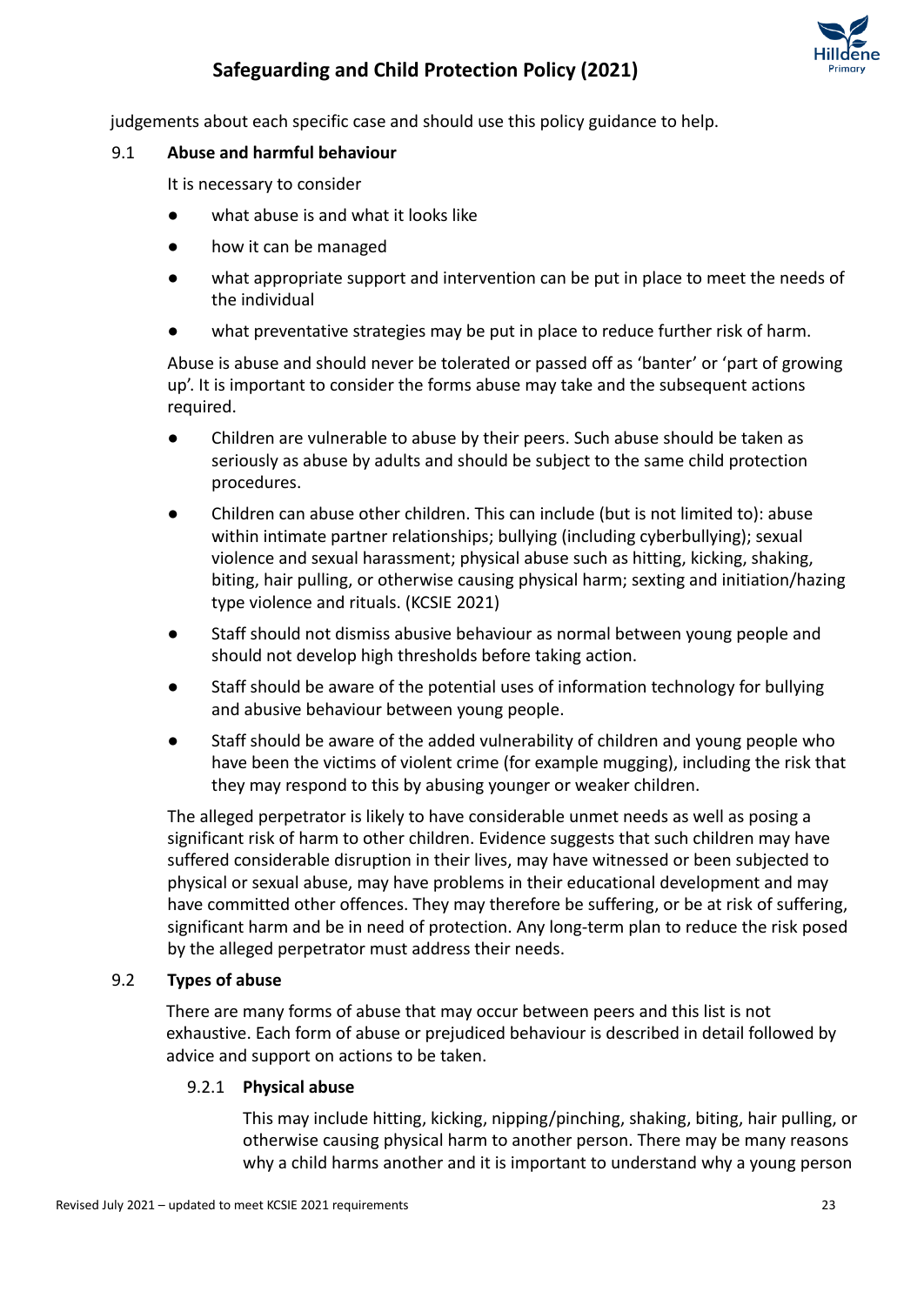judgements about each specific case and should use this policy guidance to help.

### 9.1 Abuse and harmful behaviour

It is necessary to consider

- what abuse is and what it looks like
- how it can be managed
- what appropriate support and intervention can be put in place to meet the needs of the individual
- what preventative strategies may be put in place to reduce further risk of harm.

Abuse is abuse and should never be tolerated or passed off as 'banter' or 'part of growing up'. It is important to consider the forms abuse may take and the subsequent actions required.

- Children are vulnerable to abuse by their peers. Such abuse should be taken as seriously as abuse by adults and should be subject to the same child protection procedures.
- Children can abuse other children. This can include (but is not limited to): abuse within intimate partner relationships; bullying (including cyberbullying); sexual violence and sexual harassment; physical abuse such as hitting, kicking, shaking, biting, hair pulling, or otherwise causing physical harm; sexting and initiation/hazing type violence and rituals. (KCSIE 2021)
- Staff should not dismiss abusive behaviour as normal between young people and should not develop high thresholds before taking action.
- Staff should be aware of the potential uses of information technology for bullying and abusive behaviour between young people.
- Staff should be aware of the added vulnerability of children and young people who have been the victims of violent crime (for example mugging), including the risk that they may respond to this by abusing younger or weaker children.

The alleged perpetrator is likely to have considerable unmet needs as well as posing a significant risk of harm to other children. Evidence suggests that such children may have suffered considerable disruption in their lives, may have witnessed or been subjected to physical or sexual abuse, may have problems in their educational development and may have committed other offences. They may therefore be suffering, or be at risk of suffering, significant harm and be in need of protection. Any long-term plan to reduce the risk posed by the alleged perpetrator must address their needs.

### 9.2 Types of abuse

There are many forms of abuse that may occur between peers and this list is not exhaustive. Each form of abuse or prejudiced behaviour is described in detail followed by advice and support on actions to be taken.

#### 9.2.1 Physical abuse

This may include hitting, kicking, nipping/pinching, shaking, biting, hair pulling, or otherwise causing physical harm to another person. There may be many reasons why a child harms another and it is important to understand why a young person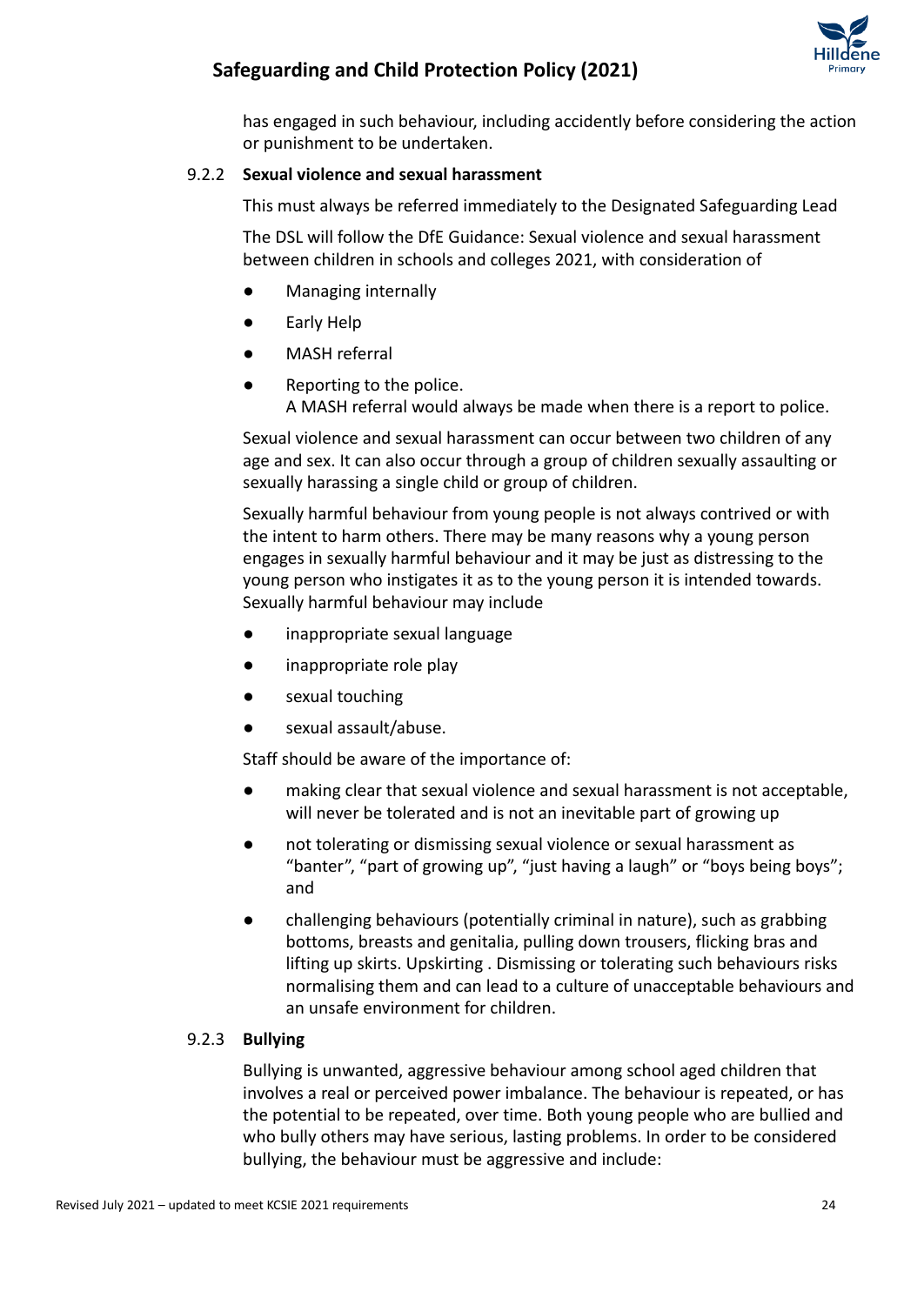has engaged in such behaviour, including accidently before considering the action or punishment to be undertaken.

### 9.2.2 Sexual violence and sexual harassment

This must always be referred immediately to the Designated Safeguarding Lead

The DSL will follow the DfE Guidance: Sexual violence and sexual harassment between children in schools and colleges 2021, with consideration of

- Managing internally
- Early Help
- MASH referral
- Reporting to the police.
  A MASH referral would always be made when there is a report to police.

Sexual violence and sexual harassment can occur between two children of any age and sex. It can also occur through a group of children sexually assaulting or sexually harassing a single child or group of children.

Sexually harmful behaviour from young people is not always contrived or with the intent to harm others. There may be many reasons why a young person engages in sexually harmful behaviour and it may be just as distressing to the young person who instigates it as to the young person it is intended towards. Sexually harmful behaviour may include

- inappropriate sexual language
- inappropriate role play
- sexual touching
- sexual assault/abuse.

Staff should be aware of the importance of:

- making clear that sexual violence and sexual harassment is not acceptable, will never be tolerated and is not an inevitable part of growing up
- not tolerating or dismissing sexual violence or sexual harassment as "banter", "part of growing up", "just having a laugh" or "boys being boys"; and
- challenging behaviours (potentially criminal in nature), such as grabbing bottoms, breasts and genitalia, pulling down trousers, flicking bras and lifting up skirts. Upskirting . Dismissing or tolerating such behaviours risks normalising them and can lead to a culture of unacceptable behaviours and an unsafe environment for children.

### 9.2.3 Bullying

Bullying is unwanted, aggressive behaviour among school aged children that involves a real or perceived power imbalance. The behaviour is repeated, or has the potential to be repeated, over time. Both young people who are bullied and who bully others may have serious, lasting problems. In order to be considered bullying, the behaviour must be aggressive and include: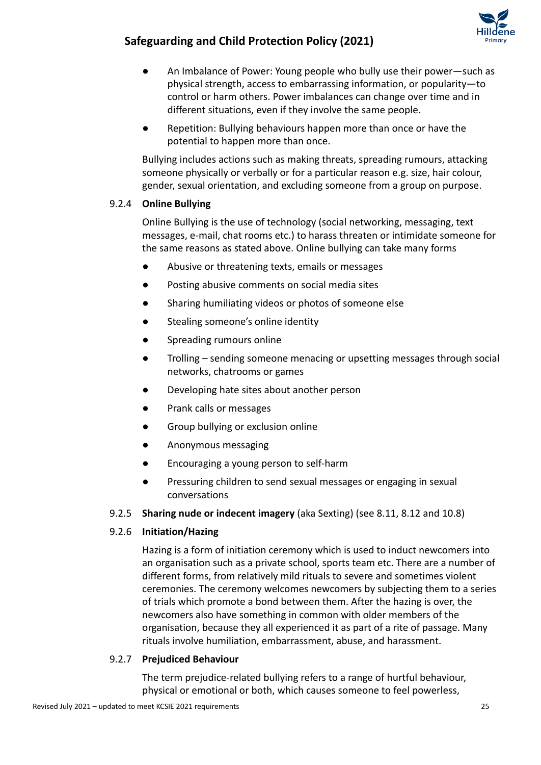- An Imbalance of Power: Young people who bully use their power—such as physical strength, access to embarrassing information, or popularity—to control or harm others. Power imbalances can change over time and in different situations, even if they involve the same people.
- Repetition: Bullying behaviours happen more than once or have the potential to happen more than once.

Bullying includes actions such as making threats, spreading rumours, attacking someone physically or verbally or for a particular reason e.g. size, hair colour, gender, sexual orientation, and excluding someone from a group on purpose.

### 9.2.4 Online Bullying

Online Bullying is the use of technology (social networking, messaging, text messages, e-mail, chat rooms etc.) to harass threaten or intimidate someone for the same reasons as stated above. Online bullying can take many forms

- Abusive or threatening texts, emails or messages
- Posting abusive comments on social media sites
- Sharing humiliating videos or photos of someone else
- Stealing someone's online identity
- Spreading rumours online
- Trolling – sending someone menacing or upsetting messages through social networks, chatrooms or games
- Developing hate sites about another person
- Prank calls or messages
- Group bullying or exclusion online
- Anonymous messaging
- Encouraging a young person to self-harm
- Pressuring children to send sexual messages or engaging in sexual conversations

### 9.2.5 Sharing nude or indecent imagery (aka Sexting) (see 8.11, 8.12 and 10.8)

### 9.2.6 Initiation/Hazing

Hazing is a form of initiation ceremony which is used to induct newcomers into an organisation such as a private school, sports team etc. There are a number of different forms, from relatively mild rituals to severe and sometimes violent ceremonies. The ceremony welcomes newcomers by subjecting them to a series of trials which promote a bond between them. After the hazing is over, the newcomers also have something in common with older members of the organisation, because they all experienced it as part of a rite of passage. Many rituals involve humiliation, embarrassment, abuse, and harassment.

### 9.2.7 Prejudiced Behaviour

The term prejudice-related bullying refers to a range of hurtful behaviour, physical or emotional or both, which causes someone to feel powerless,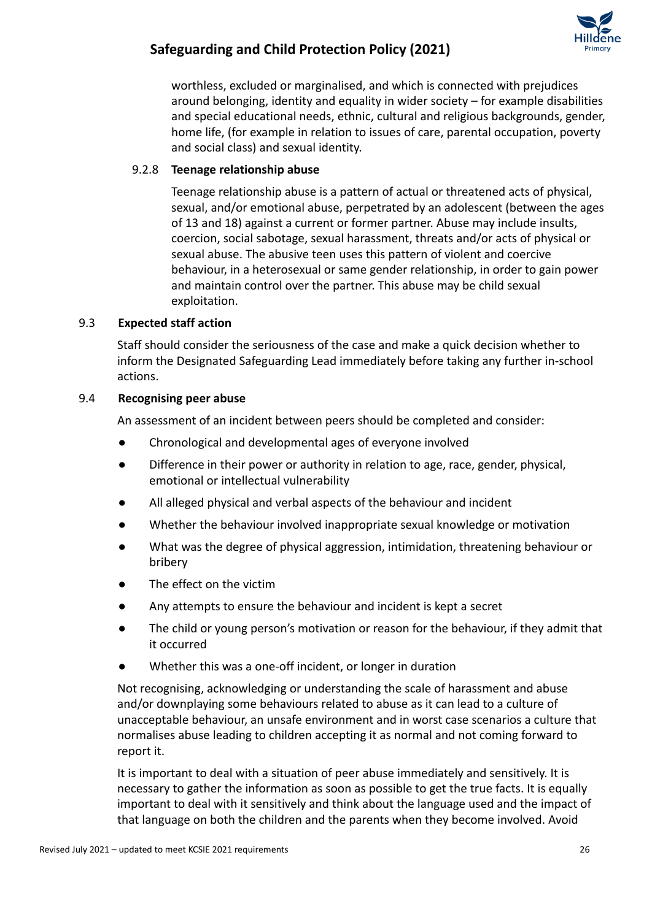worthless, excluded or marginalised, and which is connected with prejudices around belonging, identity and equality in wider society – for example disabilities and special educational needs, ethnic, cultural and religious backgrounds, gender, home life, (for example in relation to issues of care, parental occupation, poverty and social class) and sexual identity.

#### 9.2.8 Teenage relationship abuse

Teenage relationship abuse is a pattern of actual or threatened acts of physical, sexual, and/or emotional abuse, perpetrated by an adolescent (between the ages of 13 and 18) against a current or former partner. Abuse may include insults, coercion, social sabotage, sexual harassment, threats and/or acts of physical or sexual abuse. The abusive teen uses this pattern of violent and coercive behaviour, in a heterosexual or same gender relationship, in order to gain power and maintain control over the partner. This abuse may be child sexual exploitation.

### 9.3 Expected staff action

Staff should consider the seriousness of the case and make a quick decision whether to inform the Designated Safeguarding Lead immediately before taking any further in-school actions.

### 9.4 Recognising peer abuse

An assessment of an incident between peers should be completed and consider:

- Chronological and developmental ages of everyone involved
- Difference in their power or authority in relation to age, race, gender, physical, emotional or intellectual vulnerability
- All alleged physical and verbal aspects of the behaviour and incident
- Whether the behaviour involved inappropriate sexual knowledge or motivation
- What was the degree of physical aggression, intimidation, threatening behaviour or bribery
- The effect on the victim
- Any attempts to ensure the behaviour and incident is kept a secret
- The child or young person's motivation or reason for the behaviour, if they admit that it occurred
- Whether this was a one-off incident, or longer in duration

Not recognising, acknowledging or understanding the scale of harassment and abuse and/or downplaying some behaviours related to abuse as it can lead to a culture of unacceptable behaviour, an unsafe environment and in worst case scenarios a culture that normalises abuse leading to children accepting it as normal and not coming forward to report it.

It is important to deal with a situation of peer abuse immediately and sensitively. It is necessary to gather the information as soon as possible to get the true facts. It is equally important to deal with it sensitively and think about the language used and the impact of that language on both the children and the parents when they become involved. Avoid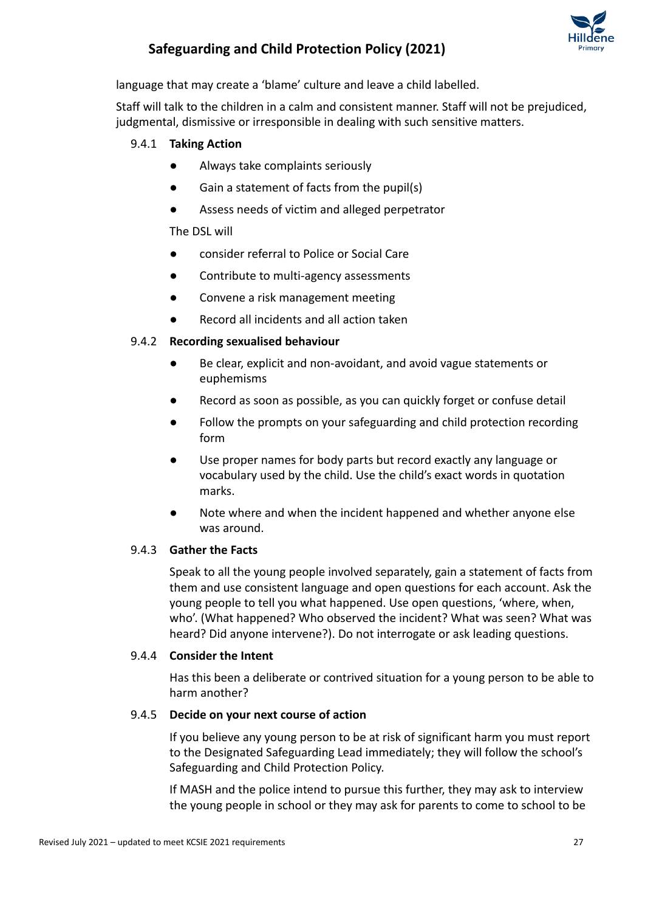language that may create a 'blame' culture and leave a child labelled.

Staff will talk to the children in a calm and consistent manner. Staff will not be prejudiced, judgmental, dismissive or irresponsible in dealing with such sensitive matters.

### 9.4.1 Taking Action

- Always take complaints seriously
- Gain a statement of facts from the pupil(s)
- Assess needs of victim and alleged perpetrator

The DSL will

- consider referral to Police or Social Care
- Contribute to multi-agency assessments
- Convene a risk management meeting
- Record all incidents and all action taken

### 9.4.2 Recording sexualised behaviour

- Be clear, explicit and non-avoidant, and avoid vague statements or euphemisms
- Record as soon as possible, as you can quickly forget or confuse detail
- Follow the prompts on your safeguarding and child protection recording form
- Use proper names for body parts but record exactly any language or vocabulary used by the child. Use the child's exact words in quotation marks.
- Note where and when the incident happened and whether anyone else was around.

### 9.4.3 Gather the Facts

Speak to all the young people involved separately, gain a statement of facts from them and use consistent language and open questions for each account. Ask the young people to tell you what happened. Use open questions, 'where, when, who'. (What happened? Who observed the incident? What was seen? What was heard? Did anyone intervene?). Do not interrogate or ask leading questions.

### 9.4.4 Consider the Intent

Has this been a deliberate or contrived situation for a young person to be able to harm another?

### 9.4.5 Decide on your next course of action

If you believe any young person to be at risk of significant harm you must report to the Designated Safeguarding Lead immediately; they will follow the school's Safeguarding and Child Protection Policy.

If MASH and the police intend to pursue this further, they may ask to interview the young people in school or they may ask for parents to come to school to be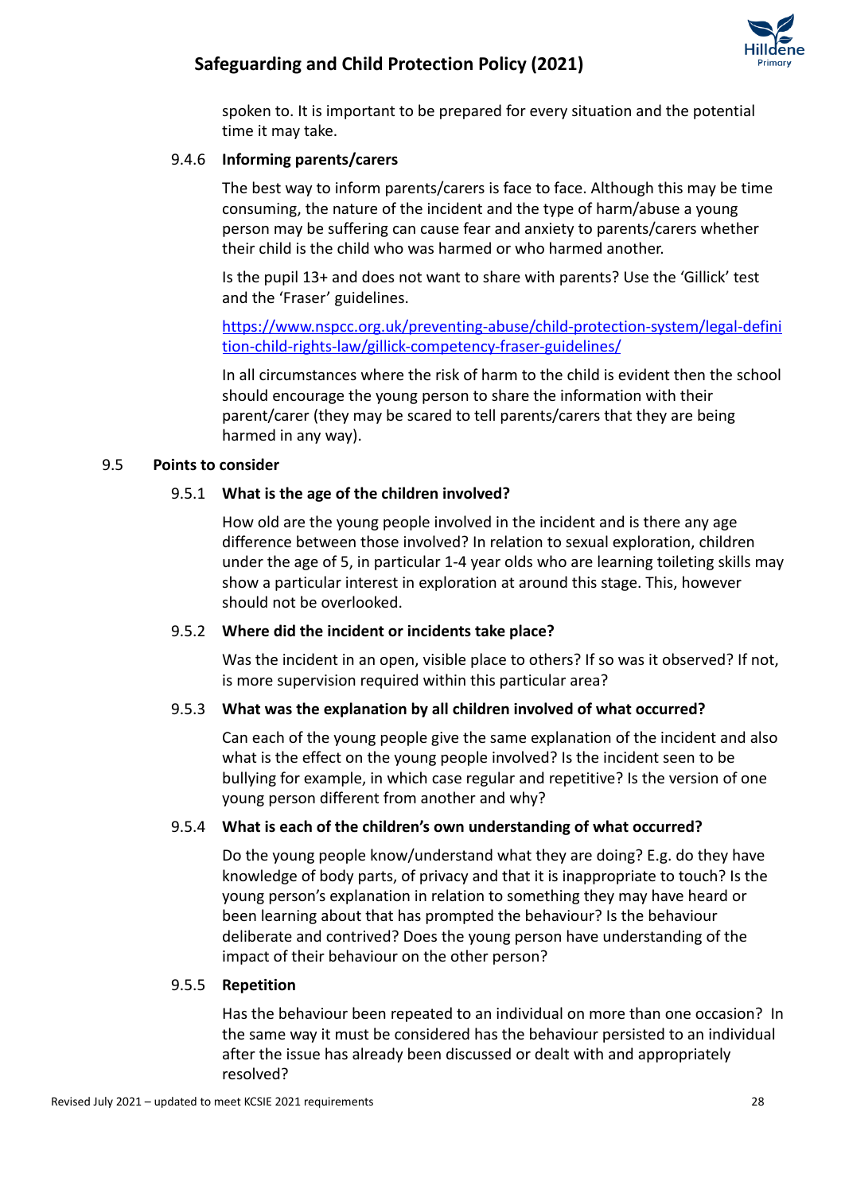spoken to. It is important to be prepared for every situation and the potential time it may take.

#### 9.4.6 Informing parents/carers

The best way to inform parents/carers is face to face. Although this may be time consuming, the nature of the incident and the type of harm/abuse a young person may be suffering can cause fear and anxiety to parents/carers whether their child is the child who was harmed or who harmed another.

Is the pupil 13+ and does not want to share with parents? Use the 'Gillick' test and the 'Fraser' guidelines.

[https://www.nspcc.org.uk/preventing-abuse/child-protection-system/legal-definition-child-rights-law/gillick-competency-fraser-guidelines/](https://www.nspcc.org.uk/preventing-abuse/child-protection-system/legal-definition-child-rights-law/gillick-competency-fraser-guidelines/)

In all circumstances where the risk of harm to the child is evident then the school should encourage the young person to share the information with their parent/carer (they may be scared to tell parents/carers that they are being harmed in any way).

### 9.5 Points to consider

#### 9.5.1 What is the age of the children involved?

How old are the young people involved in the incident and is there any age difference between those involved? In relation to sexual exploration, children under the age of 5, in particular 1-4 year olds who are learning toileting skills may show a particular interest in exploration at around this stage. This, however should not be overlooked.

#### 9.5.2 Where did the incident or incidents take place?

Was the incident in an open, visible place to others? If so was it observed? If not, is more supervision required within this particular area?

#### 9.5.3 What was the explanation by all children involved of what occurred?

Can each of the young people give the same explanation of the incident and also what is the effect on the young people involved? Is the incident seen to be bullying for example, in which case regular and repetitive? Is the version of one young person different from another and why?

#### 9.5.4 What is each of the children's own understanding of what occurred?

Do the young people know/understand what they are doing? E.g. do they have knowledge of body parts, of privacy and that it is inappropriate to touch? Is the young person's explanation in relation to something they may have heard or been learning about that has prompted the behaviour? Is the behaviour deliberate and contrived? Does the young person have understanding of the impact of their behaviour on the other person?

#### 9.5.5 Repetition

Has the behaviour been repeated to an individual on more than one occasion? In the same way it must be considered has the behaviour persisted to an individual after the issue has already been discussed or dealt with and appropriately resolved?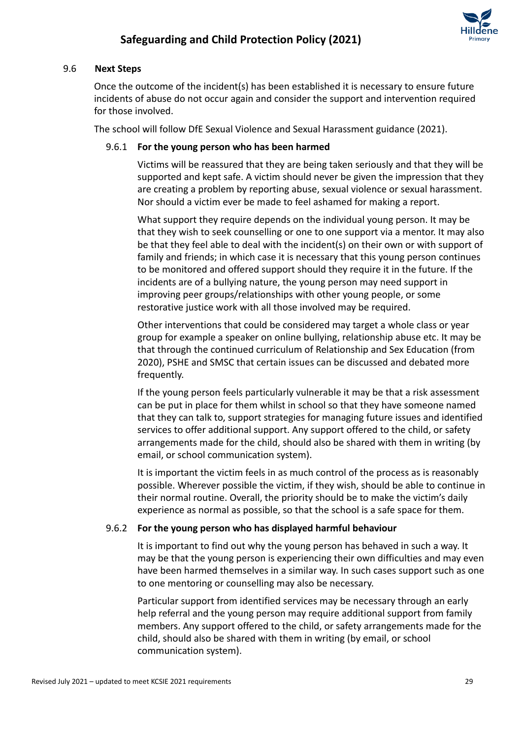### 9.6 Next Steps

Once the outcome of the incident(s) has been established it is necessary to ensure future incidents of abuse do not occur again and consider the support and intervention required for those involved.

The school will follow DfE Sexual Violence and Sexual Harassment guidance (2021).

#### 9.6.1 For the young person who has been harmed

Victims will be reassured that they are being taken seriously and that they will be supported and kept safe. A victim should never be given the impression that they are creating a problem by reporting abuse, sexual violence or sexual harassment. Nor should a victim ever be made to feel ashamed for making a report.

What support they require depends on the individual young person. It may be that they wish to seek counselling or one to one support via a mentor. It may also be that they feel able to deal with the incident(s) on their own or with support of family and friends; in which case it is necessary that this young person continues to be monitored and offered support should they require it in the future. If the incidents are of a bullying nature, the young person may need support in improving peer groups/relationships with other young people, or some restorative justice work with all those involved may be required.

Other interventions that could be considered may target a whole class or year group for example a speaker on online bullying, relationship abuse etc. It may be that through the continued curriculum of Relationship and Sex Education (from 2020), PSHE and SMSC that certain issues can be discussed and debated more frequently.

If the young person feels particularly vulnerable it may be that a risk assessment can be put in place for them whilst in school so that they have someone named that they can talk to, support strategies for managing future issues and identified services to offer additional support. Any support offered to the child, or safety arrangements made for the child, should also be shared with them in writing (by email, or school communication system).

It is important the victim feels in as much control of the process as is reasonably possible. Wherever possible the victim, if they wish, should be able to continue in their normal routine. Overall, the priority should be to make the victim's daily experience as normal as possible, so that the school is a safe space for them.

#### 9.6.2 For the young person who has displayed harmful behaviour

It is important to find out why the young person has behaved in such a way. It may be that the young person is experiencing their own difficulties and may even have been harmed themselves in a similar way. In such cases support such as one to one mentoring or counselling may also be necessary.

Particular support from identified services may be necessary through an early help referral and the young person may require additional support from family members. Any support offered to the child, or safety arrangements made for the child, should also be shared with them in writing (by email, or school communication system).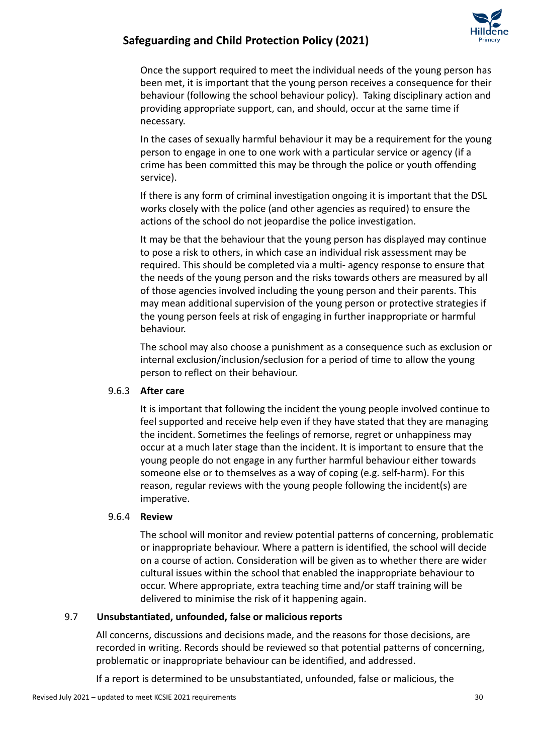Once the support required to meet the individual needs of the young person has been met, it is important that the young person receives a consequence for their behaviour (following the school behaviour policy). Taking disciplinary action and providing appropriate support, can, and should, occur at the same time if necessary.

In the cases of sexually harmful behaviour it may be a requirement for the young person to engage in one to one work with a particular service or agency (if a crime has been committed this may be through the police or youth offending service).

If there is any form of criminal investigation ongoing it is important that the DSL works closely with the police (and other agencies as required) to ensure the actions of the school do not jeopardise the police investigation.

It may be that the behaviour that the young person has displayed may continue to pose a risk to others, in which case an individual risk assessment may be required. This should be completed via a multi- agency response to ensure that the needs of the young person and the risks towards others are measured by all of those agencies involved including the young person and their parents. This may mean additional supervision of the young person or protective strategies if the young person feels at risk of engaging in further inappropriate or harmful behaviour.

The school may also choose a punishment as a consequence such as exclusion or internal exclusion/inclusion/seclusion for a period of time to allow the young person to reflect on their behaviour.

#### 9.6.3 After care

It is important that following the incident the young people involved continue to feel supported and receive help even if they have stated that they are managing the incident. Sometimes the feelings of remorse, regret or unhappiness may occur at a much later stage than the incident. It is important to ensure that the young people do not engage in any further harmful behaviour either towards someone else or to themselves as a way of coping (e.g. self-harm). For this reason, regular reviews with the young people following the incident(s) are imperative.

#### 9.6.4 Review

The school will monitor and review potential patterns of concerning, problematic or inappropriate behaviour. Where a pattern is identified, the school will decide on a course of action. Consideration will be given as to whether there are wider cultural issues within the school that enabled the inappropriate behaviour to occur. Where appropriate, extra teaching time and/or staff training will be delivered to minimise the risk of it happening again.

### 9.7 Unsubstantiated, unfounded, false or malicious reports

All concerns, discussions and decisions made, and the reasons for those decisions, are recorded in writing. Records should be reviewed so that potential patterns of concerning, problematic or inappropriate behaviour can be identified, and addressed.

If a report is determined to be unsubstantiated, unfounded, false or malicious, the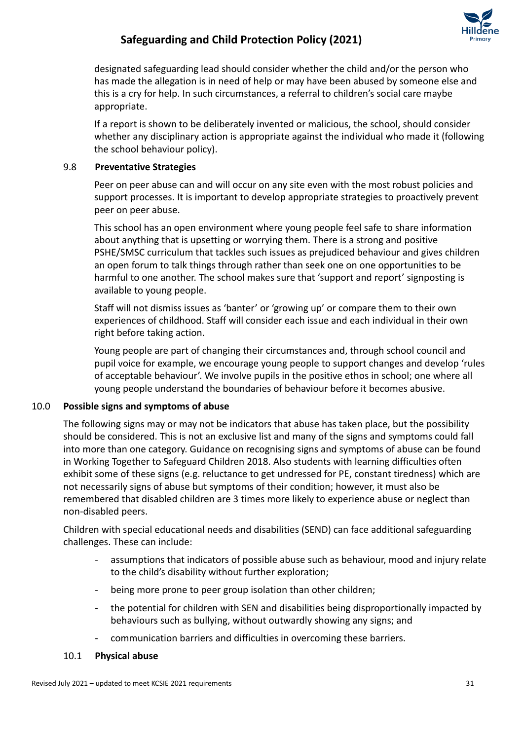designated safeguarding lead should consider whether the child and/or the person who has made the allegation is in need of help or may have been abused by someone else and this is a cry for help. In such circumstances, a referral to children's social care maybe appropriate.

If a report is shown to be deliberately invented or malicious, the school, should consider whether any disciplinary action is appropriate against the individual who made it (following the school behaviour policy).

### 9.8 Preventative Strategies

Peer on peer abuse can and will occur on any site even with the most robust policies and support processes. It is important to develop appropriate strategies to proactively prevent peer on peer abuse.

This school has an open environment where young people feel safe to share information about anything that is upsetting or worrying them. There is a strong and positive PSHE/SMSC curriculum that tackles such issues as prejudiced behaviour and gives children an open forum to talk things through rather than seek one on one opportunities to be harmful to one another. The school makes sure that 'support and report' signposting is available to young people.

Staff will not dismiss issues as 'banter' or 'growing up' or compare them to their own experiences of childhood. Staff will consider each issue and each individual in their own right before taking action.

Young people are part of changing their circumstances and, through school council and pupil voice for example, we encourage young people to support changes and develop 'rules of acceptable behaviour'. We involve pupils in the positive ethos in school; one where all young people understand the boundaries of behaviour before it becomes abusive.

## 10.0 Possible signs and symptoms of abuse

The following signs may or may not be indicators that abuse has taken place, but the possibility should be considered. This is not an exclusive list and many of the signs and symptoms could fall into more than one category. Guidance on recognising signs and symptoms of abuse can be found in Working Together to Safeguard Children 2018. Also students with learning difficulties often exhibit some of these signs (e.g. reluctance to get undressed for PE, constant tiredness) which are not necessarily signs of abuse but symptoms of their condition; however, it must also be remembered that disabled children are 3 times more likely to experience abuse or neglect than non-disabled peers.

Children with special educational needs and disabilities (SEND) can face additional safeguarding challenges. These can include:

- assumptions that indicators of possible abuse such as behaviour, mood and injury relate to the child's disability without further exploration;
- being more prone to peer group isolation than other children;
- the potential for children with SEN and disabilities being disproportionally impacted by behaviours such as bullying, without outwardly showing any signs; and
- communication barriers and difficulties in overcoming these barriers.

### 10.1 Physical abuse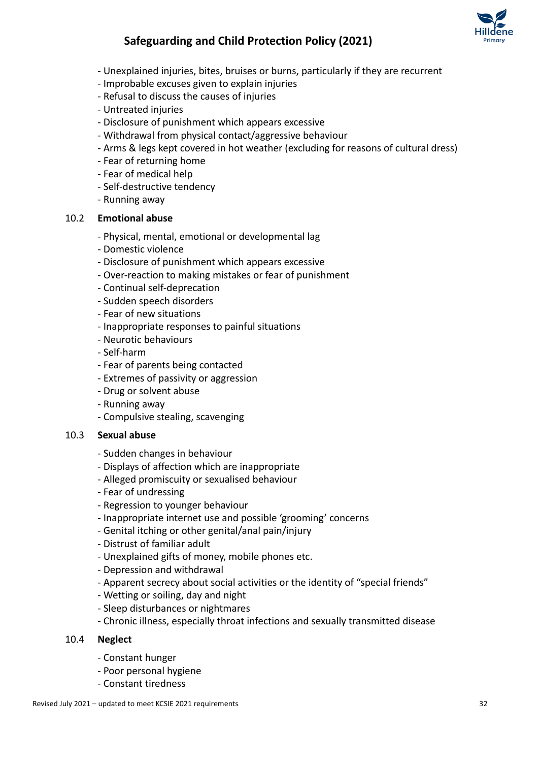- Unexplained injuries, bites, bruises or burns, particularly if they are recurrent
- Improbable excuses given to explain injuries
- Refusal to discuss the causes of injuries
- Untreated injuries
- Disclosure of punishment which appears excessive
- Withdrawal from physical contact/aggressive behaviour
- Arms & legs kept covered in hot weather (excluding for reasons of cultural dress)
- Fear of returning home
- Fear of medical help
- Self-destructive tendency
- Running away

### 10.2 Emotional abuse

- Physical, mental, emotional or developmental lag
- Domestic violence
- Disclosure of punishment which appears excessive
- Over-reaction to making mistakes or fear of punishment
- Continual self-deprecation
- Sudden speech disorders
- Fear of new situations
- Inappropriate responses to painful situations
- Neurotic behaviours
- Self-harm
- Fear of parents being contacted
- Extremes of passivity or aggression
- Drug or solvent abuse
- Running away
- Compulsive stealing, scavenging

### 10.3 Sexual abuse

- Sudden changes in behaviour
- Displays of affection which are inappropriate
- Alleged promiscuity or sexualised behaviour
- Fear of undressing
- Regression to younger behaviour
- Inappropriate internet use and possible 'grooming' concerns
- Genital itching or other genital/anal pain/injury
- Distrust of familiar adult
- Unexplained gifts of money, mobile phones etc.
- Depression and withdrawal
- Apparent secrecy about social activities or the identity of "special friends"
- Wetting or soiling, day and night
- Sleep disturbances or nightmares
- Chronic illness, especially throat infections and sexually transmitted disease

### 10.4 Neglect

- Constant hunger
- Poor personal hygiene
- Constant tiredness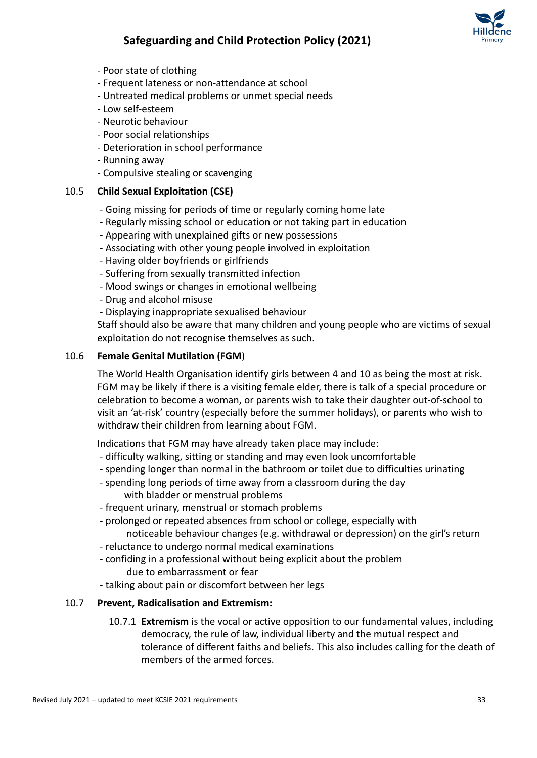- Poor state of clothing
- Frequent lateness or non-attendance at school
- Untreated medical problems or unmet special needs
- Low self-esteem
- Neurotic behaviour
- Poor social relationships
- Deterioration in school performance
- Running away
- Compulsive stealing or scavenging

### 10.5 Child Sexual Exploitation (CSE)

- Going missing for periods of time or regularly coming home late
- Regularly missing school or education or not taking part in education
- Appearing with unexplained gifts or new possessions
- Associating with other young people involved in exploitation
- Having older boyfriends or girlfriends
- Suffering from sexually transmitted infection
- Mood swings or changes in emotional wellbeing
- Drug and alcohol misuse
- Displaying inappropriate sexualised behaviour

Staff should also be aware that many children and young people who are victims of sexual exploitation do not recognise themselves as such.

### 10.6 Female Genital Mutilation (FGM)

The World Health Organisation identify girls between 4 and 10 as being the most at risk. FGM may be likely if there is a visiting female elder, there is talk of a special procedure or celebration to become a woman, or parents wish to take their daughter out-of-school to visit an 'at-risk' country (especially before the summer holidays), or parents who wish to withdraw their children from learning about FGM.

Indications that FGM may have already taken place may include:

- difficulty walking, sitting or standing and may even look uncomfortable
- spending longer than normal in the bathroom or toilet due to difficulties urinating
- spending long periods of time away from a classroom during the day with bladder or menstrual problems
- frequent urinary, menstrual or stomach problems
- prolonged or repeated absences from school or college, especially with noticeable behaviour changes (e.g. withdrawal or depression) on the girl's return
- reluctance to undergo normal medical examinations
- confiding in a professional without being explicit about the problem due to embarrassment or fear
- talking about pain or discomfort between her legs

### 10.7 Prevent, Radicalisation and Extremism:

10.7.1 **Extremism** is the vocal or active opposition to our fundamental values, including democracy, the rule of law, individual liberty and the mutual respect and tolerance of different faiths and beliefs. This also includes calling for the death of members of the armed forces.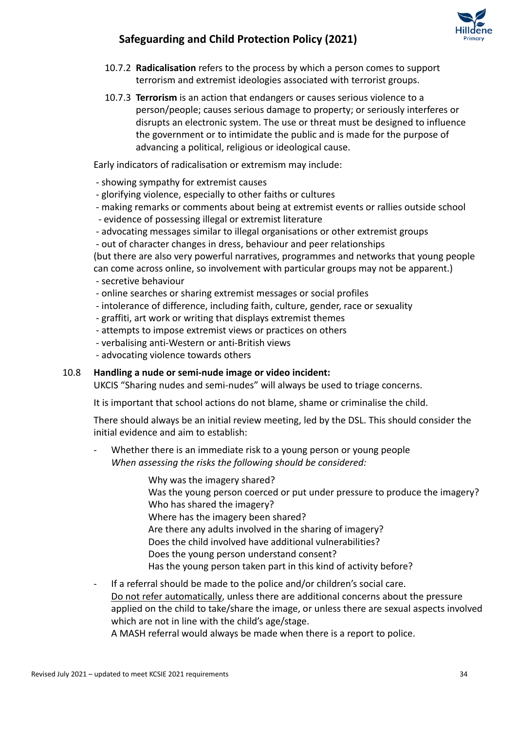10.7.2 **Radicalisation** refers to the process by which a person comes to support terrorism and extremist ideologies associated with terrorist groups.

10.7.3 **Terrorism** is an action that endangers or causes serious violence to a person/people; causes serious damage to property; or seriously interferes or disrupts an electronic system. The use or threat must be designed to influence the government or to intimidate the public and is made for the purpose of advancing a political, religious or ideological cause.

Early indicators of radicalisation or extremism may include:

- showing sympathy for extremist causes
- glorifying violence, especially to other faiths or cultures
- making remarks or comments about being at extremist events or rallies outside school
- evidence of possessing illegal or extremist literature
- advocating messages similar to illegal organisations or other extremist groups
- out of character changes in dress, behaviour and peer relationships

(but there are also very powerful narratives, programmes and networks that young people can come across online, so involvement with particular groups may not be apparent.)

- secretive behaviour
- online searches or sharing extremist messages or social profiles
- intolerance of difference, including faith, culture, gender, race or sexuality
- graffiti, art work or writing that displays extremist themes
- attempts to impose extremist views or practices on others
- verbalising anti-Western or anti-British views
- advocating violence towards others

### 10.8 Handling a nude or semi-nude image or video incident:

UKCIS "Sharing nudes and semi-nudes" will always be used to triage concerns.

It is important that school actions do not blame, shame or criminalise the child.

There should always be an initial review meeting, led by the DSL. This should consider the initial evidence and aim to establish:

- Whether there is an immediate risk to a young person or young people
  *When assessing the risks the following should be considered:*

  Why was the imagery shared?
  Was the young person coerced or put under pressure to produce the imagery?
  Who has shared the imagery?
  Where has the imagery been shared?
  Are there any adults involved in the sharing of imagery?
  Does the child involved have additional vulnerabilities?
  Does the young person understand consent?
  Has the young person taken part in this kind of activity before?

- If a referral should be made to the police and/or children's social care.
  <u>Do not refer automatically</u>, unless there are additional concerns about the pressure applied on the child to take/share the image, or unless there are sexual aspects involved which are not in line with the child's age/stage.
  A MASH referral would always be made when there is a report to police.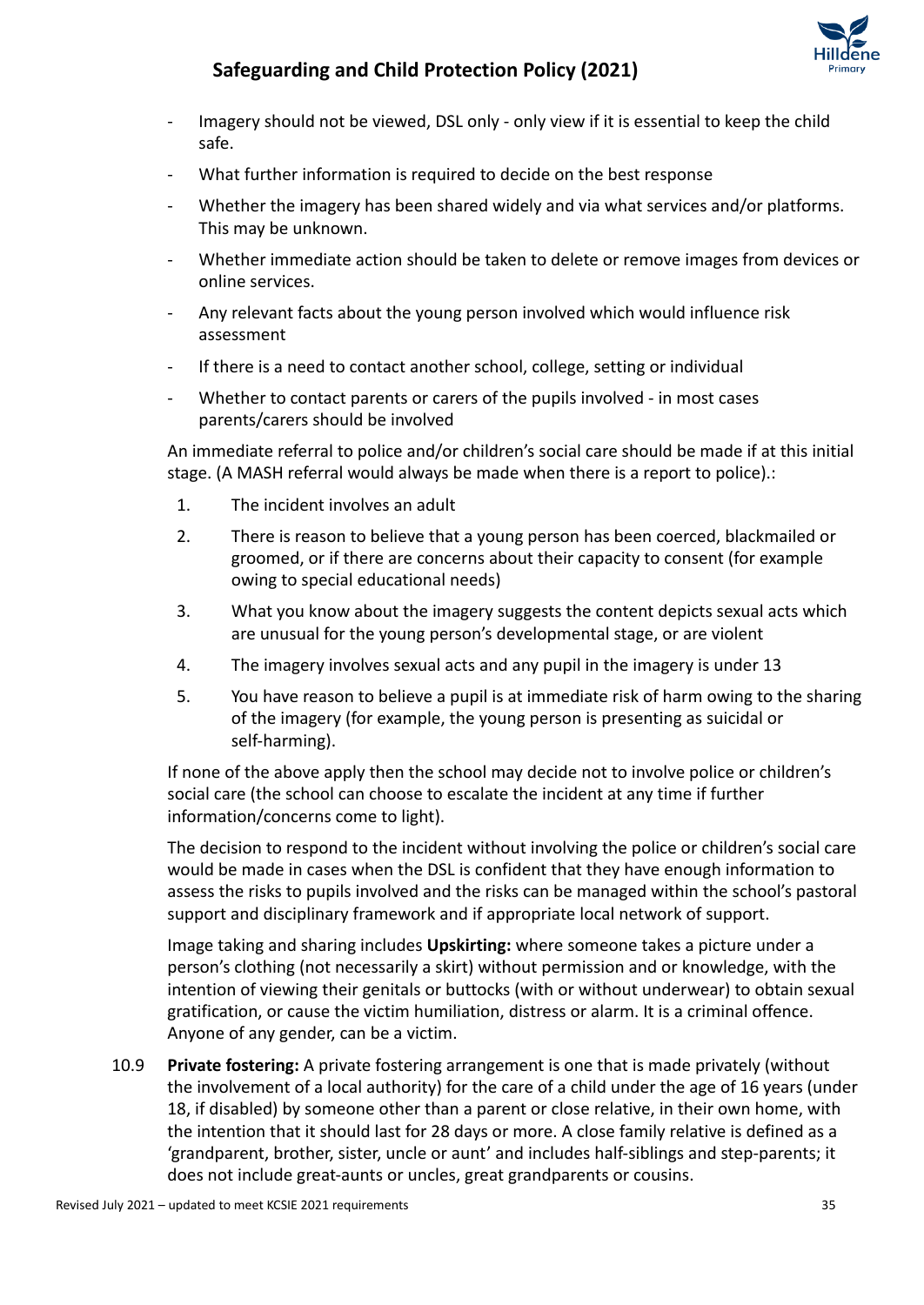- Imagery should not be viewed, DSL only - only view if it is essential to keep the child safe.
- What further information is required to decide on the best response
- Whether the imagery has been shared widely and via what services and/or platforms. This may be unknown.
- Whether immediate action should be taken to delete or remove images from devices or online services.
- Any relevant facts about the young person involved which would influence risk assessment
- If there is a need to contact another school, college, setting or individual
- Whether to contact parents or carers of the pupils involved - in most cases parents/carers should be involved

An immediate referral to police and/or children's social care should be made if at this initial stage. (A MASH referral would always be made when there is a report to police).:

1. The incident involves an adult
2. There is reason to believe that a young person has been coerced, blackmailed or groomed, or if there are concerns about their capacity to consent (for example owing to special educational needs)
3. What you know about the imagery suggests the content depicts sexual acts which are unusual for the young person's developmental stage, or are violent
4. The imagery involves sexual acts and any pupil in the imagery is under 13
5. You have reason to believe a pupil is at immediate risk of harm owing to the sharing of the imagery (for example, the young person is presenting as suicidal or self-harming).

If none of the above apply then the school may decide not to involve police or children's social care (the school can choose to escalate the incident at any time if further information/concerns come to light).

The decision to respond to the incident without involving the police or children's social care would be made in cases when the DSL is confident that they have enough information to assess the risks to pupils involved and the risks can be managed within the school's pastoral support and disciplinary framework and if appropriate local network of support.

Image taking and sharing includes **Upskirting:** where someone takes a picture under a person's clothing (not necessarily a skirt) without permission and or knowledge, with the intention of viewing their genitals or buttocks (with or without underwear) to obtain sexual gratification, or cause the victim humiliation, distress or alarm. It is a criminal offence. Anyone of any gender, can be a victim.

10.9 **Private fostering:** A private fostering arrangement is one that is made privately (without the involvement of a local authority) for the care of a child under the age of 16 years (under 18, if disabled) by someone other than a parent or close relative, in their own home, with the intention that it should last for 28 days or more. A close family relative is defined as a 'grandparent, brother, sister, uncle or aunt' and includes half-siblings and step-parents; it does not include great-aunts or uncles, great grandparents or cousins.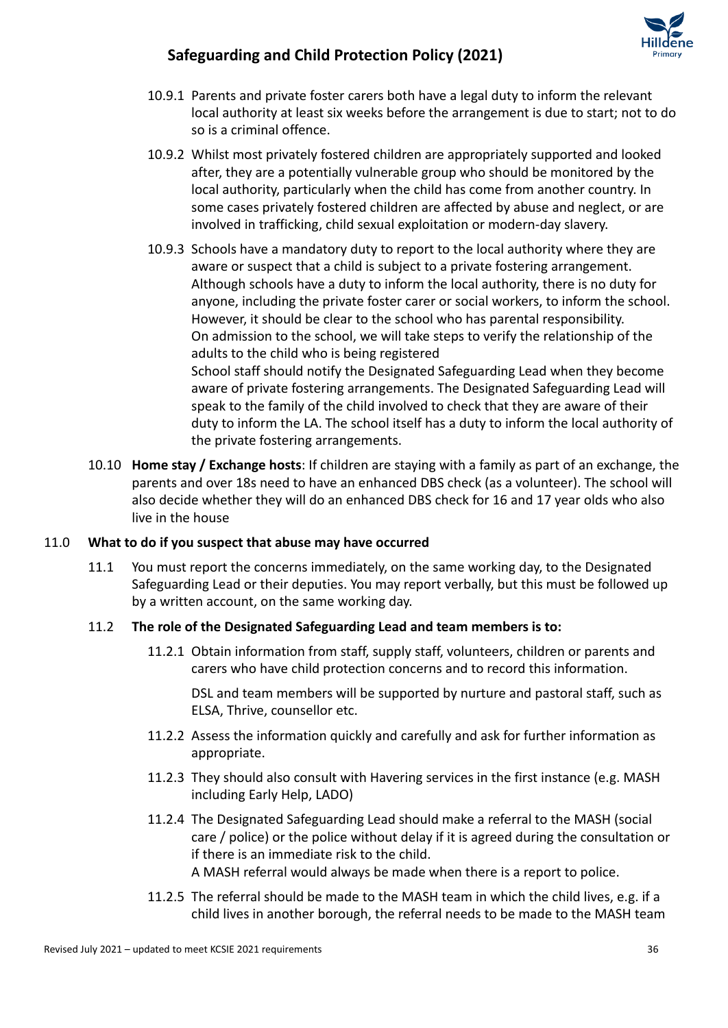10.9.1 Parents and private foster carers both have a legal duty to inform the relevant local authority at least six weeks before the arrangement is due to start; not to do so is a criminal offence.

10.9.2 Whilst most privately fostered children are appropriately supported and looked after, they are a potentially vulnerable group who should be monitored by the local authority, particularly when the child has come from another country. In some cases privately fostered children are affected by abuse and neglect, or are involved in trafficking, child sexual exploitation or modern-day slavery.

10.9.3 Schools have a mandatory duty to report to the local authority where they are aware or suspect that a child is subject to a private fostering arrangement. Although schools have a duty to inform the local authority, there is no duty for anyone, including the private foster carer or social workers, to inform the school. However, it should be clear to the school who has parental responsibility.
On admission to the school, we will take steps to verify the relationship of the adults to the child who is being registered
School staff should notify the Designated Safeguarding Lead when they become aware of private fostering arrangements. The Designated Safeguarding Lead will speak to the family of the child involved to check that they are aware of their duty to inform the LA. The school itself has a duty to inform the local authority of the private fostering arrangements.

10.10 **Home stay / Exchange hosts**: If children are staying with a family as part of an exchange, the parents and over 18s need to have an enhanced DBS check (as a volunteer). The school will also decide whether they will do an enhanced DBS check for 16 and 17 year olds who also live in the house

## 11.0 What to do if you suspect that abuse may have occurred

11.1 You must report the concerns immediately, on the same working day, to the Designated Safeguarding Lead or their deputies. You may report verbally, but this must be followed up by a written account, on the same working day.

### 11.2 The role of the Designated Safeguarding Lead and team members is to:

11.2.1 Obtain information from staff, supply staff, volunteers, children or parents and carers who have child protection concerns and to record this information.

DSL and team members will be supported by nurture and pastoral staff, such as ELSA, Thrive, counsellor etc.

11.2.2 Assess the information quickly and carefully and ask for further information as appropriate.

11.2.3 They should also consult with Havering services in the first instance (e.g. MASH including Early Help, LADO)

11.2.4 The Designated Safeguarding Lead should make a referral to the MASH (social care / police) or the police without delay if it is agreed during the consultation or if there is an immediate risk to the child.
A MASH referral would always be made when there is a report to police.

11.2.5 The referral should be made to the MASH team in which the child lives, e.g. if a child lives in another borough, the referral needs to be made to the MASH team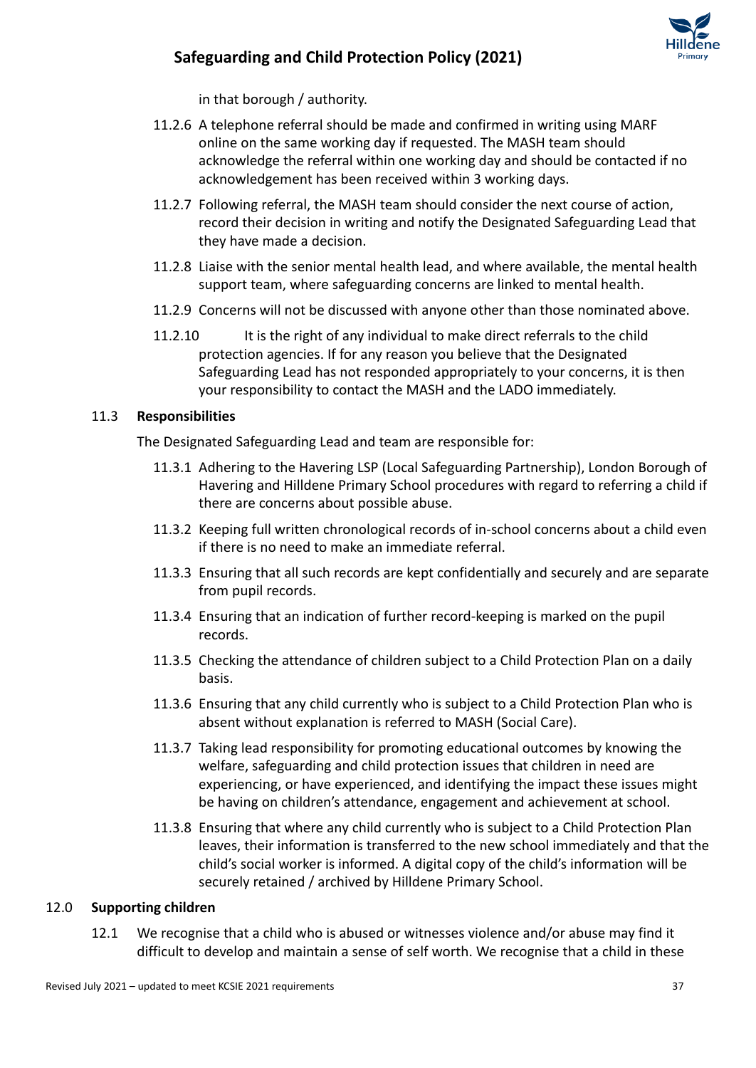in that borough / authority.

11.2.6 A telephone referral should be made and confirmed in writing using MARF online on the same working day if requested. The MASH team should acknowledge the referral within one working day and should be contacted if no acknowledgement has been received within 3 working days.

11.2.7 Following referral, the MASH team should consider the next course of action, record their decision in writing and notify the Designated Safeguarding Lead that they have made a decision.

11.2.8 Liaise with the senior mental health lead, and where available, the mental health support team, where safeguarding concerns are linked to mental health.

11.2.9 Concerns will not be discussed with anyone other than those nominated above.

11.2.10 It is the right of any individual to make direct referrals to the child protection agencies. If for any reason you believe that the Designated Safeguarding Lead has not responded appropriately to your concerns, it is then your responsibility to contact the MASH and the LADO immediately.

### 11.3 Responsibilities

The Designated Safeguarding Lead and team are responsible for:

11.3.1 Adhering to the Havering LSP (Local Safeguarding Partnership), London Borough of Havering and Hilldene Primary School procedures with regard to referring a child if there are concerns about possible abuse.

11.3.2 Keeping full written chronological records of in-school concerns about a child even if there is no need to make an immediate referral.

11.3.3 Ensuring that all such records are kept confidentially and securely and are separate from pupil records.

11.3.4 Ensuring that an indication of further record-keeping is marked on the pupil records.

11.3.5 Checking the attendance of children subject to a Child Protection Plan on a daily basis.

11.3.6 Ensuring that any child currently who is subject to a Child Protection Plan who is absent without explanation is referred to MASH (Social Care).

11.3.7 Taking lead responsibility for promoting educational outcomes by knowing the welfare, safeguarding and child protection issues that children in need are experiencing, or have experienced, and identifying the impact these issues might be having on children's attendance, engagement and achievement at school.

11.3.8 Ensuring that where any child currently who is subject to a Child Protection Plan leaves, their information is transferred to the new school immediately and that the child's social worker is informed. A digital copy of the child's information will be securely retained / archived by Hilldene Primary School.

## 12.0 Supporting children

12.1 We recognise that a child who is abused or witnesses violence and/or abuse may find it difficult to develop and maintain a sense of self worth. We recognise that a child in these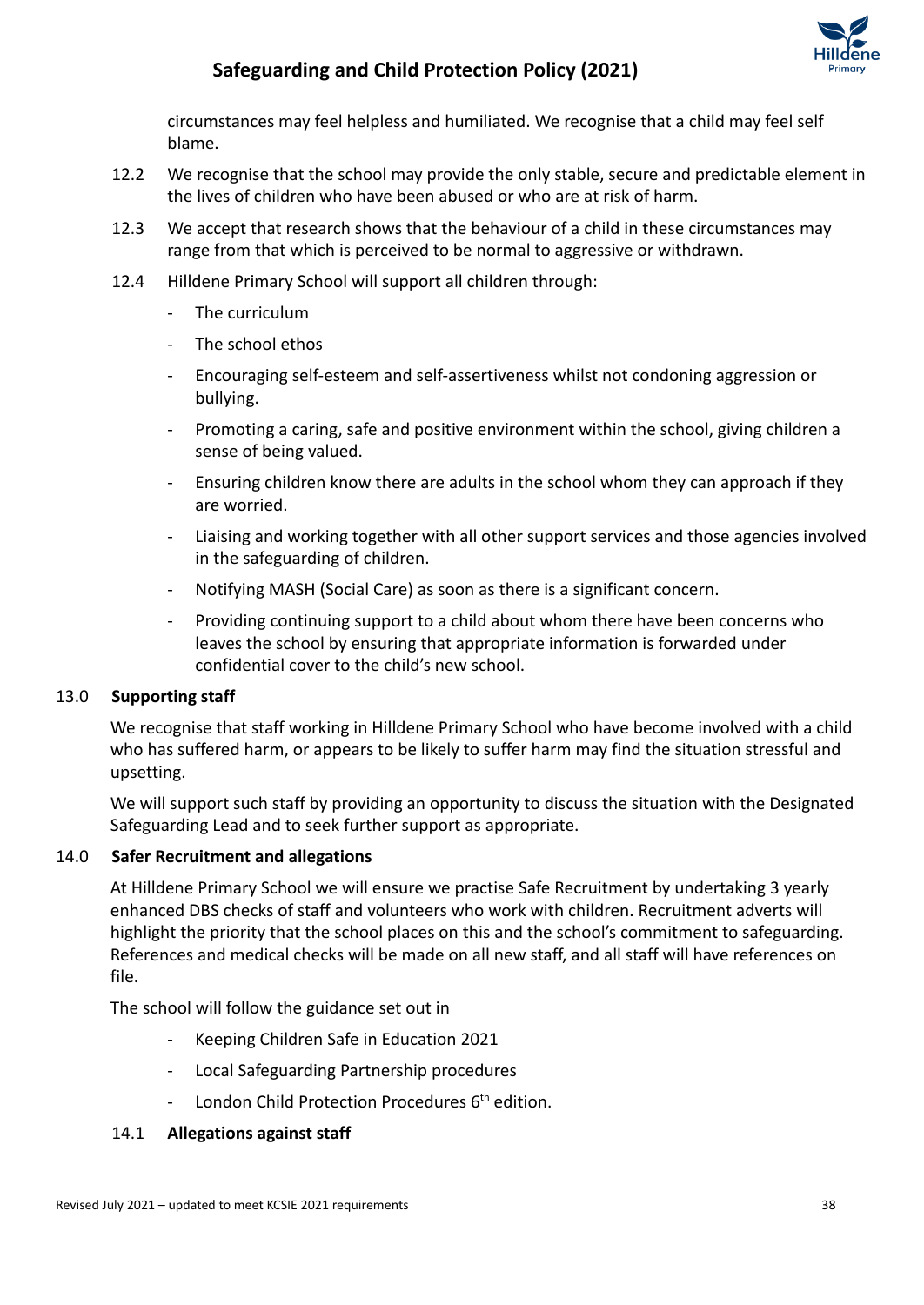circumstances may feel helpless and humiliated. We recognise that a child may feel self blame.

12.2 We recognise that the school may provide the only stable, secure and predictable element in the lives of children who have been abused or who are at risk of harm.

12.3 We accept that research shows that the behaviour of a child in these circumstances may range from that which is perceived to be normal to aggressive or withdrawn.

12.4 Hilldene Primary School will support all children through:

- The curriculum
- The school ethos
- Encouraging self-esteem and self-assertiveness whilst not condoning aggression or bullying.
- Promoting a caring, safe and positive environment within the school, giving children a sense of being valued.
- Ensuring children know there are adults in the school whom they can approach if they are worried.
- Liaising and working together with all other support services and those agencies involved in the safeguarding of children.
- Notifying MASH (Social Care) as soon as there is a significant concern.
- Providing continuing support to a child about whom there have been concerns who leaves the school by ensuring that appropriate information is forwarded under confidential cover to the child's new school.

## 13.0 Supporting staff

We recognise that staff working in Hilldene Primary School who have become involved with a child who has suffered harm, or appears to be likely to suffer harm may find the situation stressful and upsetting.

We will support such staff by providing an opportunity to discuss the situation with the Designated Safeguarding Lead and to seek further support as appropriate.

## 14.0 Safer Recruitment and allegations

At Hilldene Primary School we will ensure we practise Safe Recruitment by undertaking 3 yearly enhanced DBS checks of staff and volunteers who work with children. Recruitment adverts will highlight the priority that the school places on this and the school's commitment to safeguarding. References and medical checks will be made on all new staff, and all staff will have references on file.

The school will follow the guidance set out in

- Keeping Children Safe in Education 2021
- Local Safeguarding Partnership procedures
- London Child Protection Procedures 6th edition.

### 14.1 Allegations against staff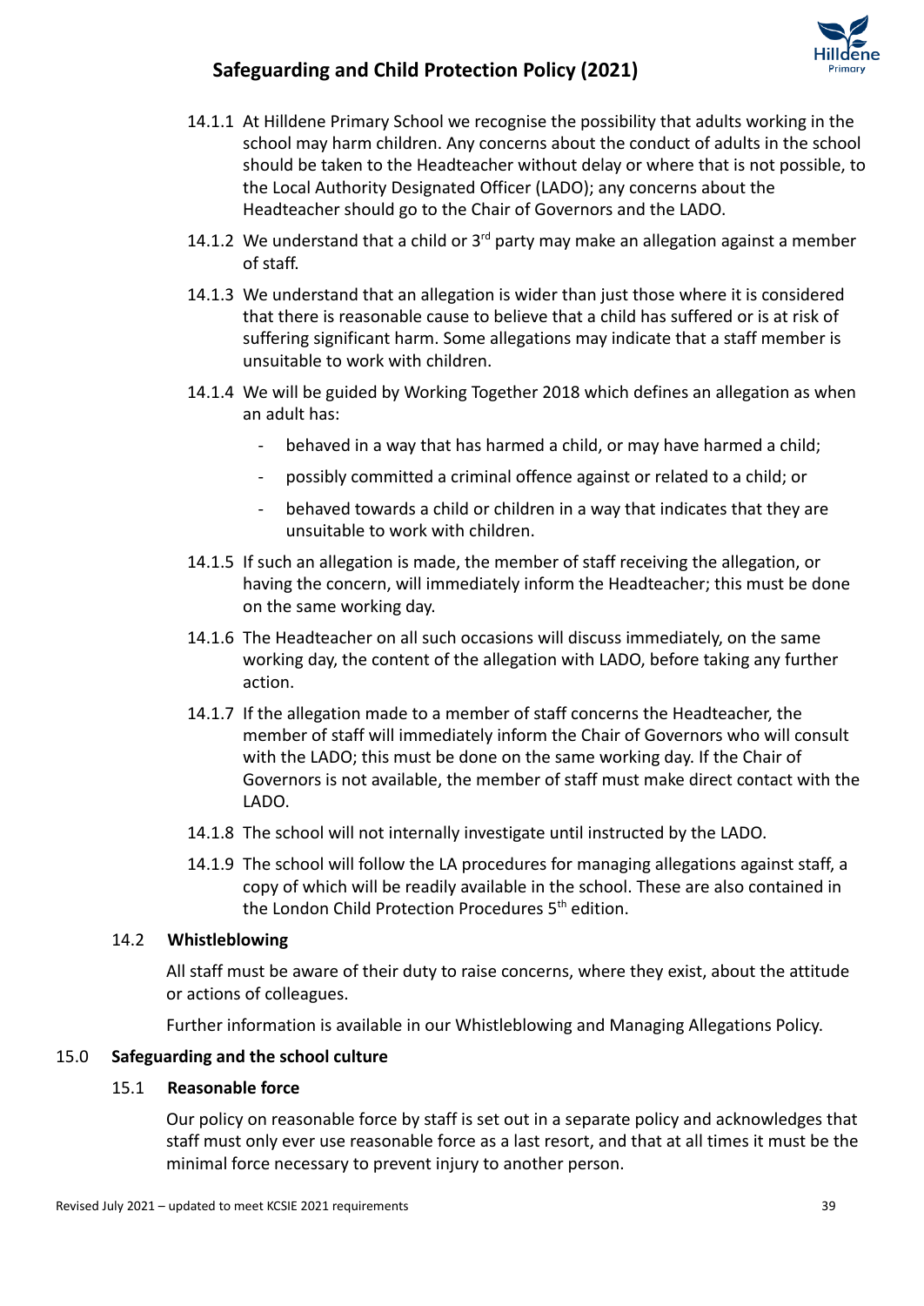14.1.1 At Hilldene Primary School we recognise the possibility that adults working in the school may harm children. Any concerns about the conduct of adults in the school should be taken to the Headteacher without delay or where that is not possible, to the Local Authority Designated Officer (LADO); any concerns about the Headteacher should go to the Chair of Governors and the LADO.

14.1.2 We understand that a child or 3rd party may make an allegation against a member of staff.

14.1.3 We understand that an allegation is wider than just those where it is considered that there is reasonable cause to believe that a child has suffered or is at risk of suffering significant harm. Some allegations may indicate that a staff member is unsuitable to work with children.

14.1.4 We will be guided by Working Together 2018 which defines an allegation as when an adult has:

- behaved in a way that has harmed a child, or may have harmed a child;
- possibly committed a criminal offence against or related to a child; or
- behaved towards a child or children in a way that indicates that they are unsuitable to work with children.

14.1.5 If such an allegation is made, the member of staff receiving the allegation, or having the concern, will immediately inform the Headteacher; this must be done on the same working day.

14.1.6 The Headteacher on all such occasions will discuss immediately, on the same working day, the content of the allegation with LADO, before taking any further action.

14.1.7 If the allegation made to a member of staff concerns the Headteacher, the member of staff will immediately inform the Chair of Governors who will consult with the LADO; this must be done on the same working day. If the Chair of Governors is not available, the member of staff must make direct contact with the LADO.

14.1.8 The school will not internally investigate until instructed by the LADO.

14.1.9 The school will follow the LA procedures for managing allegations against staff, a copy of which will be readily available in the school. These are also contained in the London Child Protection Procedures 5th edition.

### 14.2 Whistleblowing

All staff must be aware of their duty to raise concerns, where they exist, about the attitude or actions of colleagues.

Further information is available in our Whistleblowing and Managing Allegations Policy.

## 15.0 Safeguarding and the school culture

### 15.1 Reasonable force

Our policy on reasonable force by staff is set out in a separate policy and acknowledges that staff must only ever use reasonable force as a last resort, and that at all times it must be the minimal force necessary to prevent injury to another person.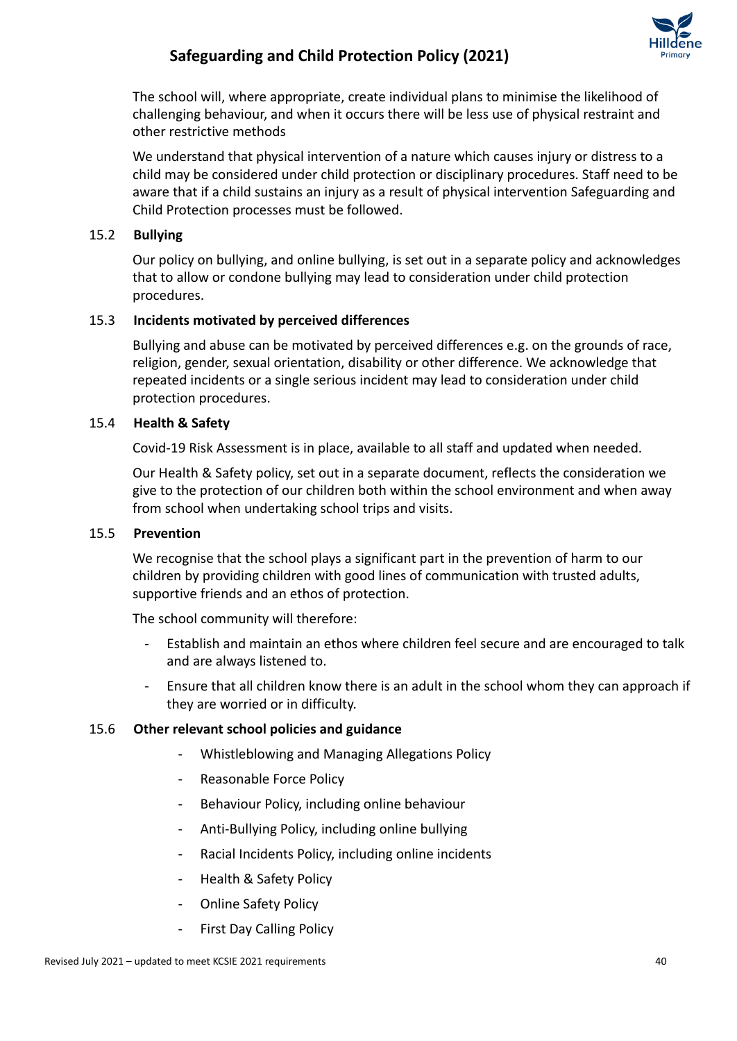The school will, where appropriate, create individual plans to minimise the likelihood of challenging behaviour, and when it occurs there will be less use of physical restraint and other restrictive methods

We understand that physical intervention of a nature which causes injury or distress to a child may be considered under child protection or disciplinary procedures. Staff need to be aware that if a child sustains an injury as a result of physical intervention Safeguarding and Child Protection processes must be followed.

### 15.2 Bullying

Our policy on bullying, and online bullying, is set out in a separate policy and acknowledges that to allow or condone bullying may lead to consideration under child protection procedures.

### 15.3 Incidents motivated by perceived differences

Bullying and abuse can be motivated by perceived differences e.g. on the grounds of race, religion, gender, sexual orientation, disability or other difference. We acknowledge that repeated incidents or a single serious incident may lead to consideration under child protection procedures.

### 15.4 Health & Safety

Covid-19 Risk Assessment is in place, available to all staff and updated when needed.

Our Health & Safety policy, set out in a separate document, reflects the consideration we give to the protection of our children both within the school environment and when away from school when undertaking school trips and visits.

### 15.5 Prevention

We recognise that the school plays a significant part in the prevention of harm to our children by providing children with good lines of communication with trusted adults, supportive friends and an ethos of protection.

The school community will therefore:

- Establish and maintain an ethos where children feel secure and are encouraged to talk and are always listened to.
- Ensure that all children know there is an adult in the school whom they can approach if they are worried or in difficulty.

### 15.6 Other relevant school policies and guidance

- Whistleblowing and Managing Allegations Policy
- Reasonable Force Policy
- Behaviour Policy, including online behaviour
- Anti-Bullying Policy, including online bullying
- Racial Incidents Policy, including online incidents
- Health & Safety Policy
- Online Safety Policy
- First Day Calling Policy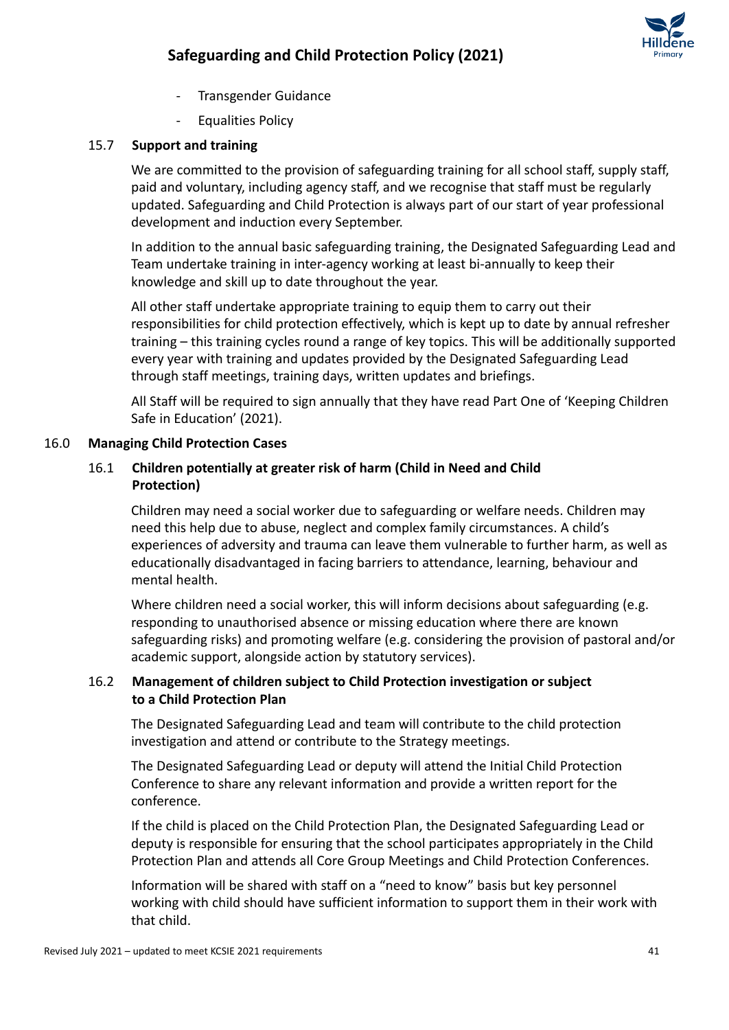- Transgender Guidance
- Equalities Policy

### 15.7 Support and training

We are committed to the provision of safeguarding training for all school staff, supply staff, paid and voluntary, including agency staff, and we recognise that staff must be regularly updated. Safeguarding and Child Protection is always part of our start of year professional development and induction every September.

In addition to the annual basic safeguarding training, the Designated Safeguarding Lead and Team undertake training in inter-agency working at least bi-annually to keep their knowledge and skill up to date throughout the year.

All other staff undertake appropriate training to equip them to carry out their responsibilities for child protection effectively, which is kept up to date by annual refresher training – this training cycles round a range of key topics. This will be additionally supported every year with training and updates provided by the Designated Safeguarding Lead through staff meetings, training days, written updates and briefings.

All Staff will be required to sign annually that they have read Part One of 'Keeping Children Safe in Education' (2021).

## 16.0 Managing Child Protection Cases

### 16.1 Children potentially at greater risk of harm (Child in Need and Child Protection)

Children may need a social worker due to safeguarding or welfare needs. Children may need this help due to abuse, neglect and complex family circumstances. A child's experiences of adversity and trauma can leave them vulnerable to further harm, as well as educationally disadvantaged in facing barriers to attendance, learning, behaviour and mental health.

Where children need a social worker, this will inform decisions about safeguarding (e.g. responding to unauthorised absence or missing education where there are known safeguarding risks) and promoting welfare (e.g. considering the provision of pastoral and/or academic support, alongside action by statutory services).

### 16.2 Management of children subject to Child Protection investigation or subject to a Child Protection Plan

The Designated Safeguarding Lead and team will contribute to the child protection investigation and attend or contribute to the Strategy meetings.

The Designated Safeguarding Lead or deputy will attend the Initial Child Protection Conference to share any relevant information and provide a written report for the conference.

If the child is placed on the Child Protection Plan, the Designated Safeguarding Lead or deputy is responsible for ensuring that the school participates appropriately in the Child Protection Plan and attends all Core Group Meetings and Child Protection Conferences.

Information will be shared with staff on a "need to know" basis but key personnel working with child should have sufficient information to support them in their work with that child.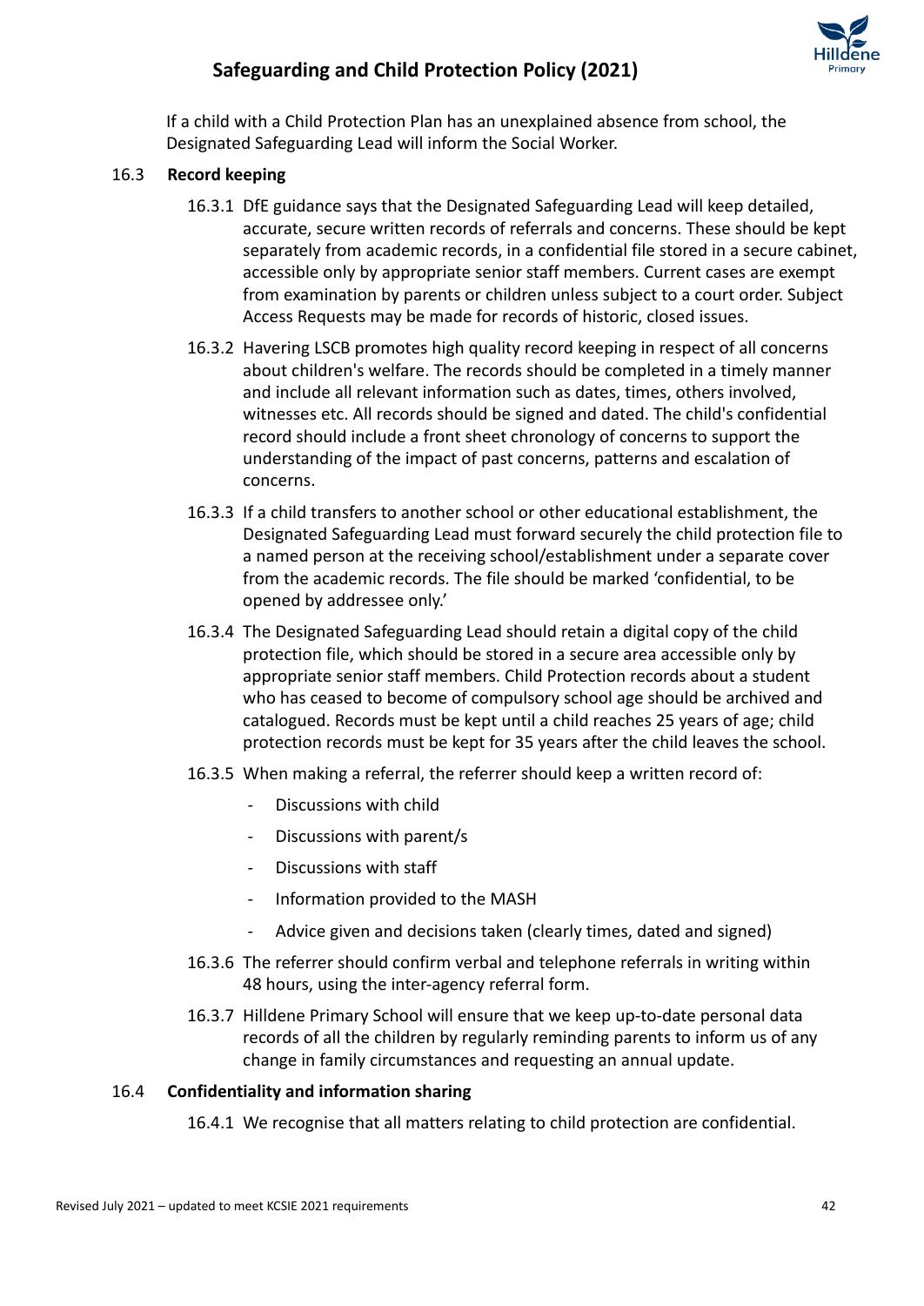If a child with a Child Protection Plan has an unexplained absence from school, the Designated Safeguarding Lead will inform the Social Worker.

16.3 **Record keeping**

16.3.1 DfE guidance says that the Designated Safeguarding Lead will keep detailed, accurate, secure written records of referrals and concerns. These should be kept separately from academic records, in a confidential file stored in a secure cabinet, accessible only by appropriate senior staff members. Current cases are exempt from examination by parents or children unless subject to a court order. Subject Access Requests may be made for records of historic, closed issues.

16.3.2 Havering LSCB promotes high quality record keeping in respect of all concerns about children's welfare. The records should be completed in a timely manner and include all relevant information such as dates, times, others involved, witnesses etc. All records should be signed and dated. The child's confidential record should include a front sheet chronology of concerns to support the understanding of the impact of past concerns, patterns and escalation of concerns.

16.3.3 If a child transfers to another school or other educational establishment, the Designated Safeguarding Lead must forward securely the child protection file to a named person at the receiving school/establishment under a separate cover from the academic records. The file should be marked 'confidential, to be opened by addressee only.'

16.3.4 The Designated Safeguarding Lead should retain a digital copy of the child protection file, which should be stored in a secure area accessible only by appropriate senior staff members. Child Protection records about a student who has ceased to become of compulsory school age should be archived and catalogued. Records must be kept until a child reaches 25 years of age; child protection records must be kept for 35 years after the child leaves the school.

16.3.5 When making a referral, the referrer should keep a written record of:

- Discussions with child
- Discussions with parent/s
- Discussions with staff
- Information provided to the MASH
- Advice given and decisions taken (clearly times, dated and signed)

16.3.6 The referrer should confirm verbal and telephone referrals in writing within 48 hours, using the inter-agency referral form.

16.3.7 Hilldene Primary School will ensure that we keep up-to-date personal data records of all the children by regularly reminding parents to inform us of any change in family circumstances and requesting an annual update.

16.4 **Confidentiality and information sharing**

16.4.1 We recognise that all matters relating to child protection are confidential.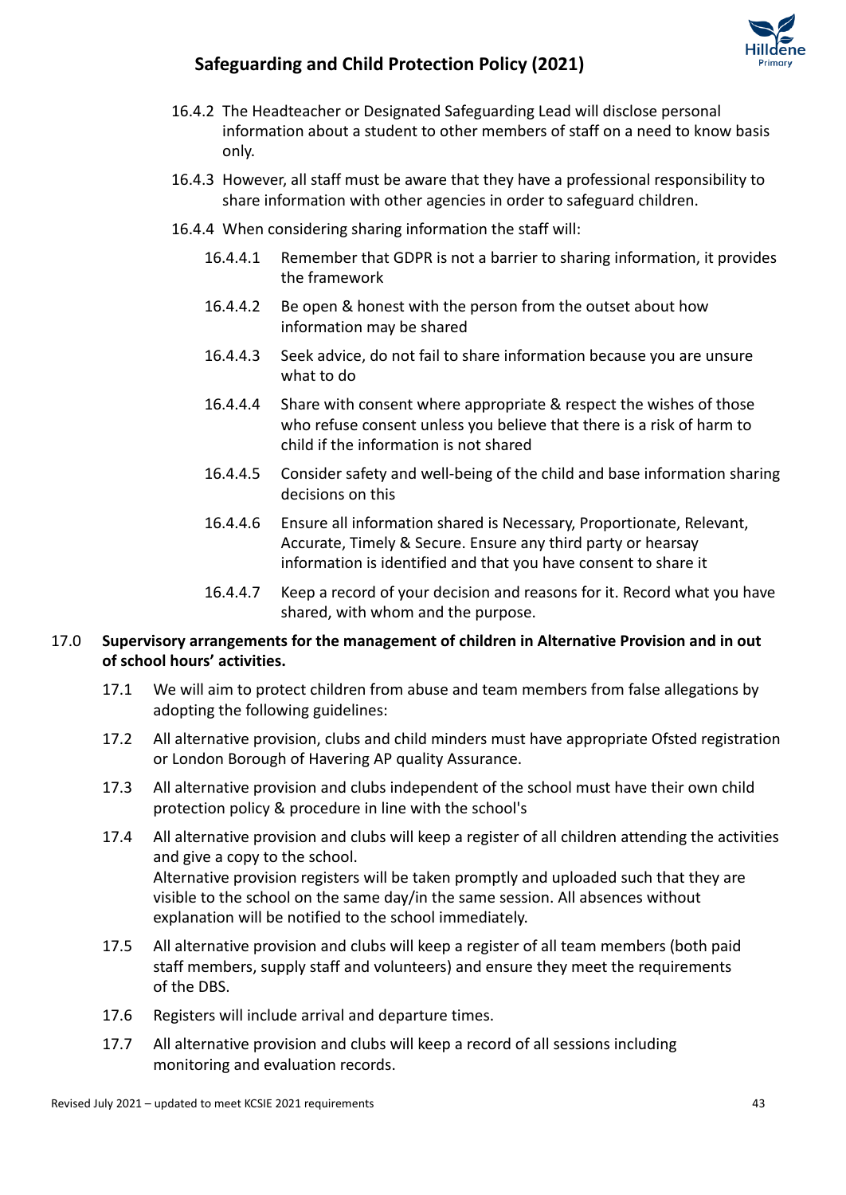16.4.2 The Headteacher or Designated Safeguarding Lead will disclose personal information about a student to other members of staff on a need to know basis only.

16.4.3 However, all staff must be aware that they have a professional responsibility to share information with other agencies in order to safeguard children.

16.4.4 When considering sharing information the staff will:

16.4.4.1 Remember that GDPR is not a barrier to sharing information, it provides the framework

16.4.4.2 Be open & honest with the person from the outset about how information may be shared

16.4.4.3 Seek advice, do not fail to share information because you are unsure what to do

16.4.4.4 Share with consent where appropriate & respect the wishes of those who refuse consent unless you believe that there is a risk of harm to child if the information is not shared

16.4.4.5 Consider safety and well-being of the child and base information sharing decisions on this

16.4.4.6 Ensure all information shared is Necessary, Proportionate, Relevant, Accurate, Timely & Secure. Ensure any third party or hearsay information is identified and that you have consent to share it

16.4.4.7 Keep a record of your decision and reasons for it. Record what you have shared, with whom and the purpose.

**17.0 Supervisory arrangements for the management of children in Alternative Provision and in out of school hours' activities.**

17.1 We will aim to protect children from abuse and team members from false allegations by adopting the following guidelines:

17.2 All alternative provision, clubs and child minders must have appropriate Ofsted registration or London Borough of Havering AP quality Assurance.

17.3 All alternative provision and clubs independent of the school must have their own child protection policy & procedure in line with the school's

17.4 All alternative provision and clubs will keep a register of all children attending the activities and give a copy to the school.
Alternative provision registers will be taken promptly and uploaded such that they are visible to the school on the same day/in the same session. All absences without explanation will be notified to the school immediately.

17.5 All alternative provision and clubs will keep a register of all team members (both paid staff members, supply staff and volunteers) and ensure they meet the requirements of the DBS.

17.6 Registers will include arrival and departure times.

17.7 All alternative provision and clubs will keep a record of all sessions including monitoring and evaluation records.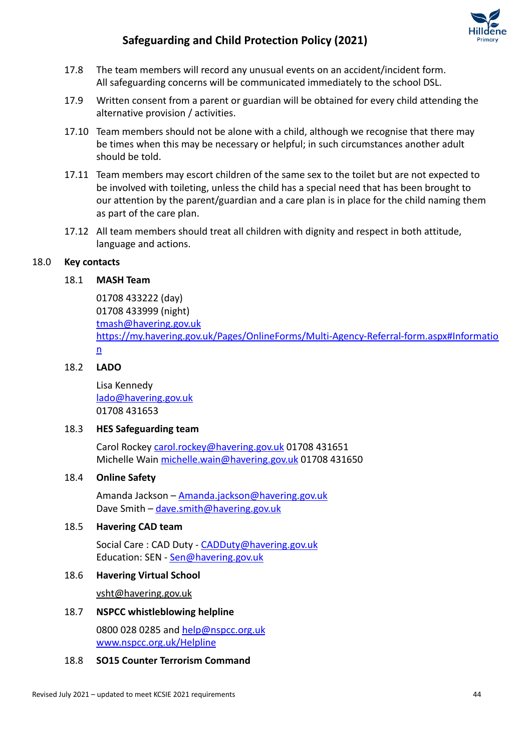17.8 The team members will record any unusual events on an accident/incident form. All safeguarding concerns will be communicated immediately to the school DSL.

17.9 Written consent from a parent or guardian will be obtained for every child attending the alternative provision / activities.

17.10 Team members should not be alone with a child, although we recognise that there may be times when this may be necessary or helpful; in such circumstances another adult should be told.

17.11 Team members may escort children of the same sex to the toilet but are not expected to be involved with toileting, unless the child has a special need that has been brought to our attention by the parent/guardian and a care plan is in place for the child naming them as part of the care plan.

17.12 All team members should treat all children with dignity and respect in both attitude, language and actions.

## 18.0 Key contacts

### 18.1 MASH Team

01708 433222 (day)
01708 433999 (night)
tmash@havering.gov.uk
https://my.havering.gov.uk/Pages/OnlineForms/Multi-Agency-Referral-form.aspx#Information

### 18.2 LADO

Lisa Kennedy
lado@havering.gov.uk
01708 431653

### 18.3 HES Safeguarding team

Carol Rockey carol.rockey@havering.gov.uk 01708 431651
Michelle Wain michelle.wain@havering.gov.uk 01708 431650

### 18.4 Online Safety

Amanda Jackson – Amanda.jackson@havering.gov.uk
Dave Smith – dave.smith@havering.gov.uk

### 18.5 Havering CAD team

Social Care : CAD Duty - CADDuty@havering.gov.uk
Education: SEN - Sen@havering.gov.uk

### 18.6 Havering Virtual School

vsht@havering.gov.uk

### 18.7 NSPCC whistleblowing helpline

0800 028 0285 and help@nspcc.org.uk
www.nspcc.org.uk/Helpline

### 18.8 SO15 Counter Terrorism Command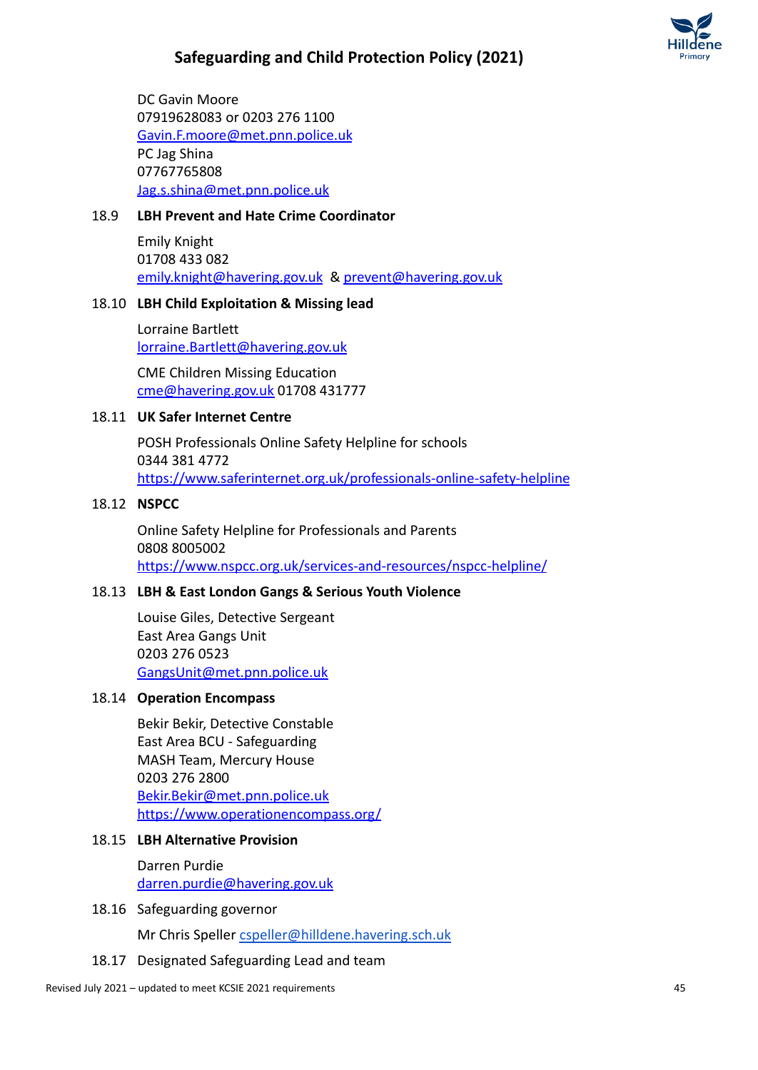DC Gavin Moore
07919628083 or 0203 276 1100
Gavin.F.moore@met.pnn.police.uk
PC Jag Shina
07767765808
Jag.s.shina@met.pnn.police.uk

### 18.9 LBH Prevent and Hate Crime Coordinator

Emily Knight
01708 433 082
emily.knight@havering.gov.uk & prevent@havering.gov.uk

### 18.10 LBH Child Exploitation & Missing lead

Lorraine Bartlett
lorraine.Bartlett@havering.gov.uk

CME Children Missing Education
cme@havering.gov.uk 01708 431777

### 18.11 UK Safer Internet Centre

POSH Professionals Online Safety Helpline for schools
0344 381 4772
https://www.saferinternet.org.uk/professionals-online-safety-helpline

### 18.12 NSPCC

Online Safety Helpline for Professionals and Parents
0808 8005002
https://www.nspcc.org.uk/services-and-resources/nspcc-helpline/

### 18.13 LBH & East London Gangs & Serious Youth Violence

Louise Giles, Detective Sergeant
East Area Gangs Unit
0203 276 0523
GangsUnit@met.pnn.police.uk

### 18.14 Operation Encompass

Bekir Bekir, Detective Constable
East Area BCU - Safeguarding
MASH Team, Mercury House
0203 276 2800
Bekir.Bekir@met.pnn.police.uk
https://www.operationencompass.org/

### 18.15 LBH Alternative Provision

Darren Purdie
darren.purdie@havering.gov.uk

18.16 Safeguarding governor

Mr Chris Speller cspeller@hilldene.havering.sch.uk

18.17 Designated Safeguarding Lead and team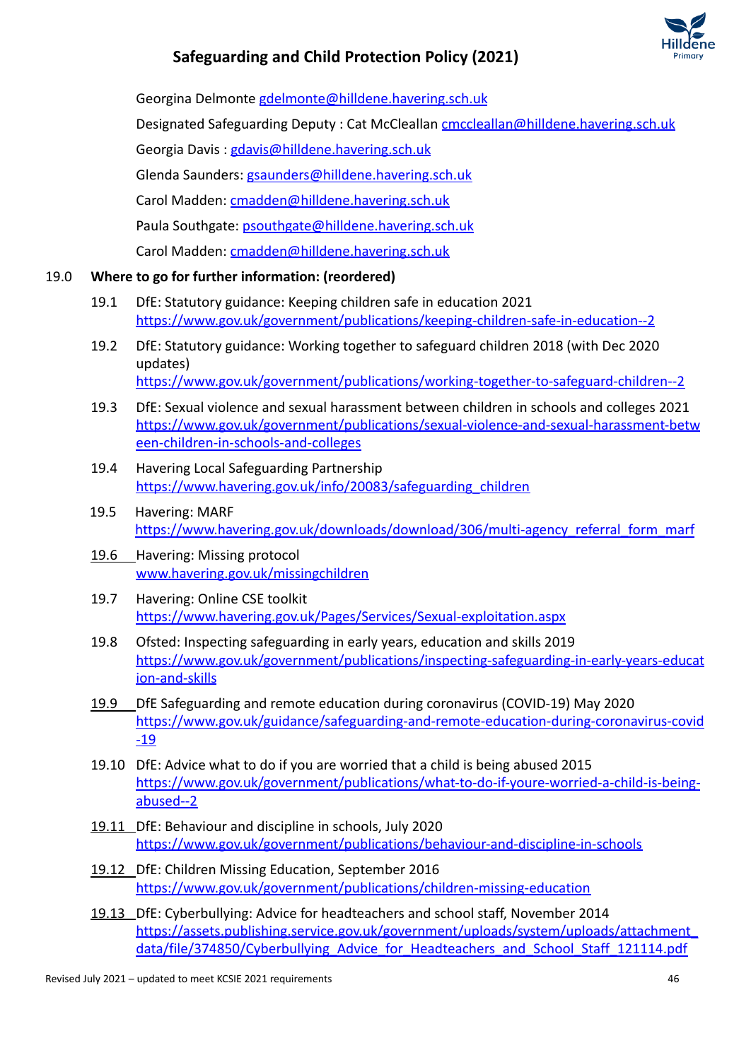Georgina Delmonte gdelmonte@hilldene.havering.sch.uk

Designated Safeguarding Deputy : Cat McClellan cmccleallan@hilldene.havering.sch.uk

Georgia Davis : gdavis@hilldene.havering.sch.uk

Glenda Saunders: gsaunders@hilldene.havering.sch.uk

Carol Madden: cmadden@hilldene.havering.sch.uk

Paula Southgate: psouthgate@hilldene.havering.sch.uk

Carol Madden: cmadden@hilldene.havering.sch.uk

## 19.0 Where to go for further information: (reordered)

19.1 DfE: Statutory guidance: Keeping children safe in education 2021
https://www.gov.uk/government/publications/keeping-children-safe-in-education--2

19.2 DfE: Statutory guidance: Working together to safeguard children 2018 (with Dec 2020 updates)
https://www.gov.uk/government/publications/working-together-to-safeguard-children--2

19.3 DfE: Sexual violence and sexual harassment between children in schools and colleges 2021
https://www.gov.uk/government/publications/sexual-violence-and-sexual-harassment-between-children-in-schools-and-colleges

19.4 Havering Local Safeguarding Partnership
https://www.havering.gov.uk/info/20083/safeguarding_children

19.5 Havering: MARF
https://www.havering.gov.uk/downloads/download/306/multi-agency_referral_form_marf

19.6 Havering: Missing protocol
www.havering.gov.uk/missingchildren

19.7 Havering: Online CSE toolkit
https://www.havering.gov.uk/Pages/Services/Sexual-exploitation.aspx

19.8 Ofsted: Inspecting safeguarding in early years, education and skills 2019
https://www.gov.uk/government/publications/inspecting-safeguarding-in-early-years-education-and-skills

19.9 DfE Safeguarding and remote education during coronavirus (COVID-19) May 2020
https://www.gov.uk/guidance/safeguarding-and-remote-education-during-coronavirus-covid-19

19.10 DfE: Advice what to do if you are worried that a child is being abused 2015
https://www.gov.uk/government/publications/what-to-do-if-youre-worried-a-child-is-being-abused--2

19.11 DfE: Behaviour and discipline in schools, July 2020
https://www.gov.uk/government/publications/behaviour-and-discipline-in-schools

19.12 DfE: Children Missing Education, September 2016
https://www.gov.uk/government/publications/children-missing-education

19.13 DfE: Cyberbullying: Advice for headteachers and school staff, November 2014
https://assets.publishing.service.gov.uk/government/uploads/system/uploads/attachment_data/file/374850/Cyberbullying_Advice_for_Headteachers_and_School_Staff_121114.pdf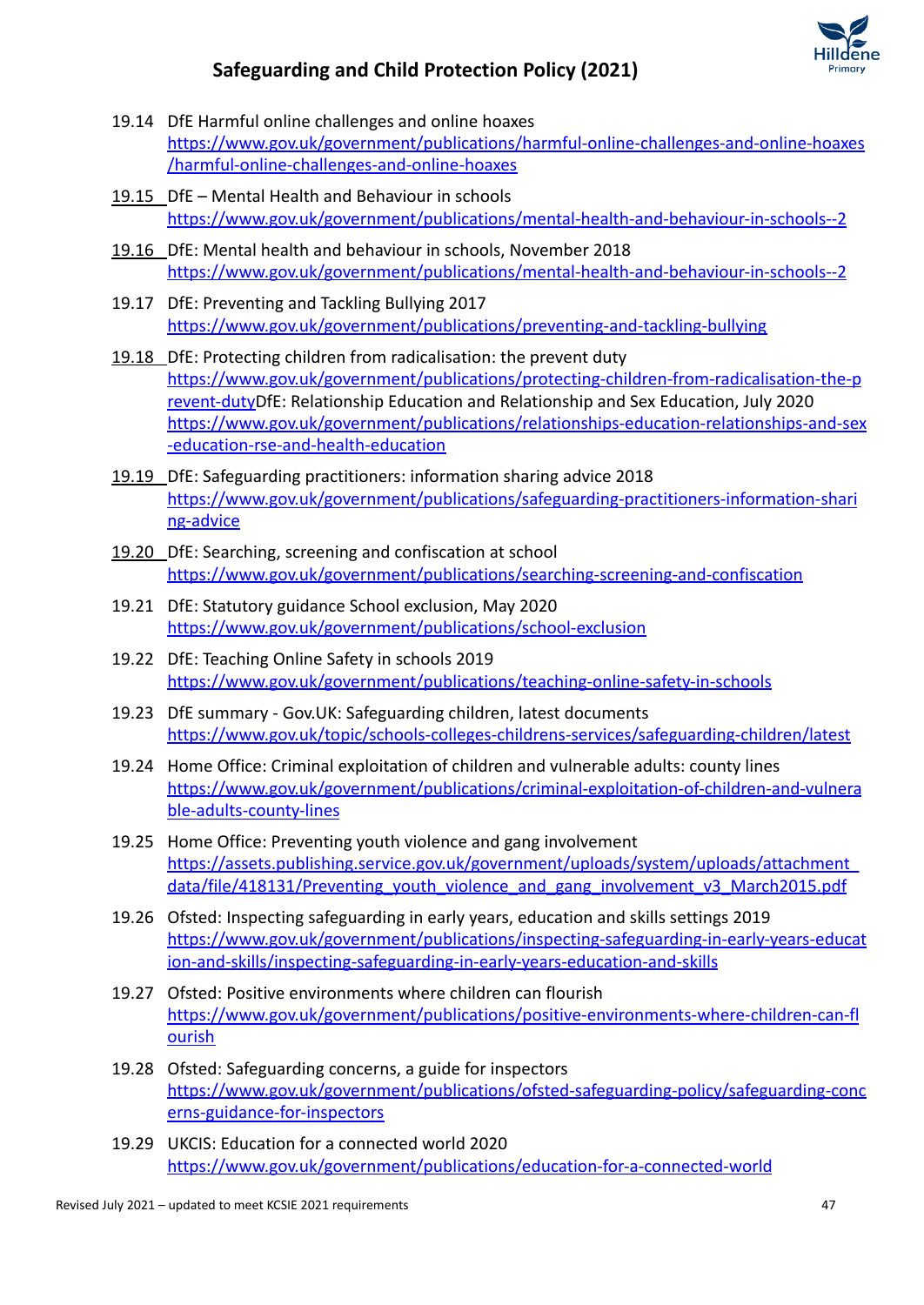19.14 DfE Harmful online challenges and online hoaxes
https://www.gov.uk/government/publications/harmful-online-challenges-and-online-hoaxes/harmful-online-challenges-and-online-hoaxes

19.15 DfE – Mental Health and Behaviour in schools
https://www.gov.uk/government/publications/mental-health-and-behaviour-in-schools--2

19.16 DfE: Mental health and behaviour in schools, November 2018
https://www.gov.uk/government/publications/mental-health-and-behaviour-in-schools--2

19.17 DfE: Preventing and Tackling Bullying 2017
https://www.gov.uk/government/publications/preventing-and-tackling-bullying

19.18 DfE: Protecting children from radicalisation: the prevent duty
https://www.gov.uk/government/publications/protecting-children-from-radicalisation-the-prevent-dutyDfE: Relationship Education and Relationship and Sex Education, July 2020
https://www.gov.uk/government/publications/relationships-education-relationships-and-sex-education-rse-and-health-education

19.19 DfE: Safeguarding practitioners: information sharing advice 2018
https://www.gov.uk/government/publications/safeguarding-practitioners-information-sharing-advice

19.20 DfE: Searching, screening and confiscation at school
https://www.gov.uk/government/publications/searching-screening-and-confiscation

19.21 DfE: Statutory guidance School exclusion, May 2020
https://www.gov.uk/government/publications/school-exclusion

19.22 DfE: Teaching Online Safety in schools 2019
https://www.gov.uk/government/publications/teaching-online-safety-in-schools

19.23 DfE summary - Gov.UK: Safeguarding children, latest documents
https://www.gov.uk/topic/schools-colleges-childrens-services/safeguarding-children/latest

19.24 Home Office: Criminal exploitation of children and vulnerable adults: county lines
https://www.gov.uk/government/publications/criminal-exploitation-of-children-and-vulnerable-adults-county-lines

19.25 Home Office: Preventing youth violence and gang involvement
https://assets.publishing.service.gov.uk/government/uploads/system/uploads/attachment_data/file/418131/Preventing_youth_violence_and_gang_involvement_v3_March2015.pdf

19.26 Ofsted: Inspecting safeguarding in early years, education and skills settings 2019
https://www.gov.uk/government/publications/inspecting-safeguarding-in-early-years-education-and-skills/inspecting-safeguarding-in-early-years-education-and-skills

19.27 Ofsted: Positive environments where children can flourish
https://www.gov.uk/government/publications/positive-environments-where-children-can-flourish

19.28 Ofsted: Safeguarding concerns, a guide for inspectors
https://www.gov.uk/government/publications/ofsted-safeguarding-policy/safeguarding-concerns-guidance-for-inspectors

19.29 UKCIS: Education for a connected world 2020
https://www.gov.uk/government/publications/education-for-a-connected-world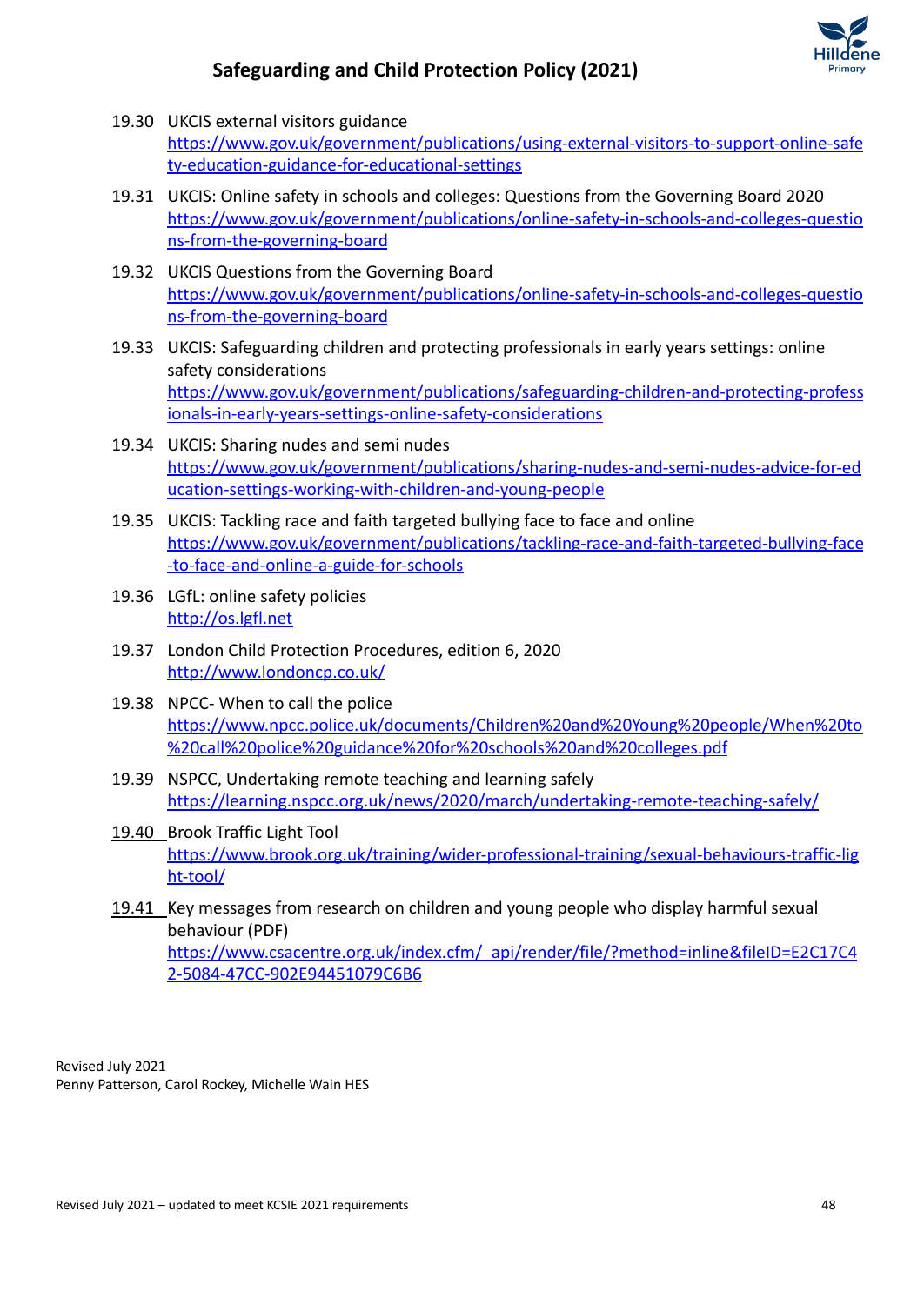19.30 UKCIS external visitors guidance
https://www.gov.uk/government/publications/using-external-visitors-to-support-online-safety-education-guidance-for-educational-settings

19.31 UKCIS: Online safety in schools and colleges: Questions from the Governing Board 2020
https://www.gov.uk/government/publications/online-safety-in-schools-and-colleges-questions-from-the-governing-board

19.32 UKCIS Questions from the Governing Board
https://www.gov.uk/government/publications/online-safety-in-schools-and-colleges-questions-from-the-governing-board

19.33 UKCIS: Safeguarding children and protecting professionals in early years settings: online safety considerations
https://www.gov.uk/government/publications/safeguarding-children-and-protecting-professionals-in-early-years-settings-online-safety-considerations

19.34 UKCIS: Sharing nudes and semi nudes
https://www.gov.uk/government/publications/sharing-nudes-and-semi-nudes-advice-for-education-settings-working-with-children-and-young-people

19.35 UKCIS: Tackling race and faith targeted bullying face to face and online
https://www.gov.uk/government/publications/tackling-race-and-faith-targeted-bullying-face-to-face-and-online-a-guide-for-schools

19.36 LGfL: online safety policies
http://os.lgfl.net

19.37 London Child Protection Procedures, edition 6, 2020
http://www.londoncp.co.uk/

19.38 NPCC- When to call the police
https://www.npcc.police.uk/documents/Children%20and%20Young%20people/When%20to%20call%20police%20guidance%20for%20schools%20and%20colleges.pdf

19.39 NSPCC, Undertaking remote teaching and learning safely
https://learning.nspcc.org.uk/news/2020/march/undertaking-remote-teaching-safely/

19.40 Brook Traffic Light Tool
https://www.brook.org.uk/training/wider-professional-training/sexual-behaviours-traffic-light-tool/

19.41 Key messages from research on children and young people who display harmful sexual behaviour (PDF)
https://www.csacentre.org.uk/index.cfm/_api/render/file/?method=inline&fileID=E2C17C42-5084-47CC-902E94451079C6B6

Revised July 2021
Penny Patterson, Carol Rockey, Michelle Wain HES